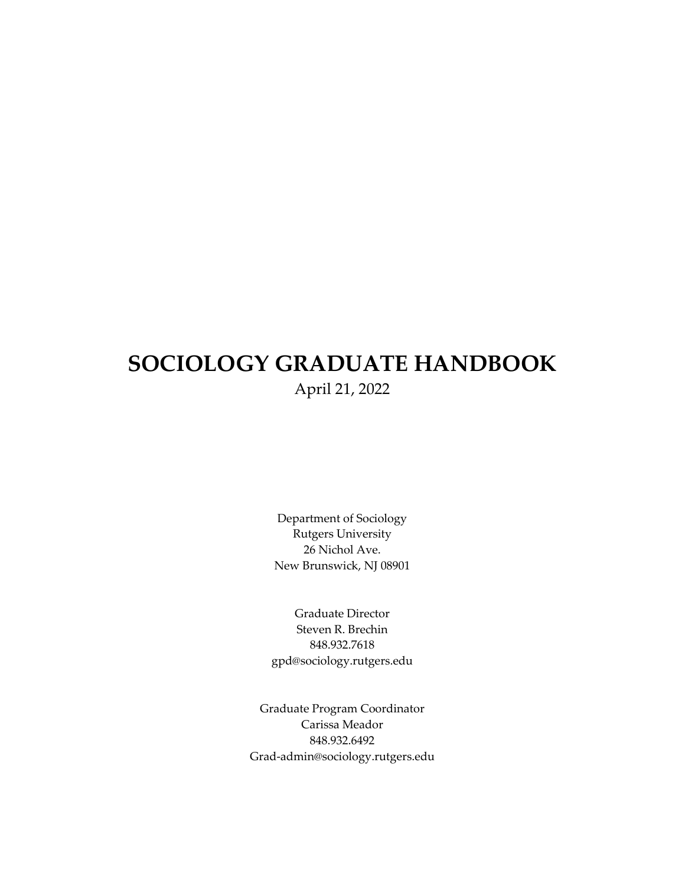# SOCIOLOGY GRADUATE HANDBOOK

April 21, 2022

Department of Sociology
Rutgers University
26 Nichol Ave.
New Brunswick, NJ 08901

Graduate Director
Steven R. Brechin
848.932.7618
gpd@sociology.rutgers.edu

Graduate Program Coordinator
Carissa Meador
848.932.6492
Grad-admin@sociology.rutgers.edu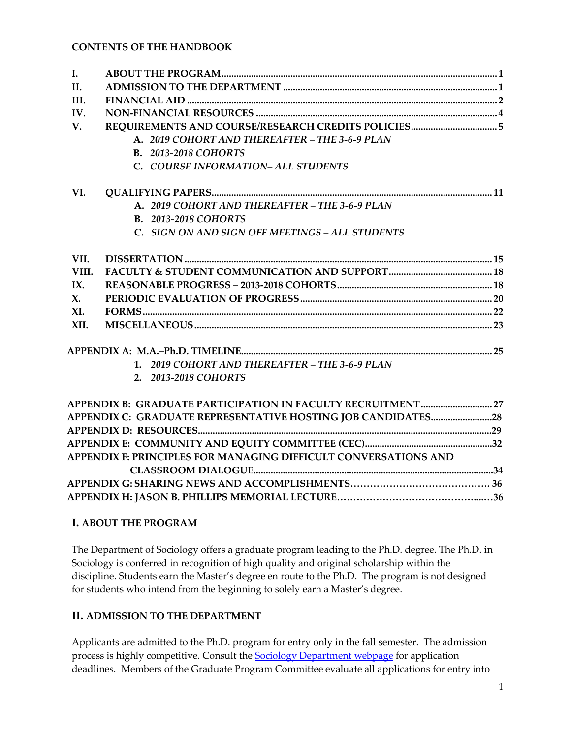**CONTENTS OF THE HANDBOOK**

| | | |
|---|---|---|
| I. | ABOUT THE PROGRAM | 1 |
| II. | ADMISSION TO THE DEPARTMENT | 1 |
| III. | FINANCIAL AID | 2 |
| IV. | NON-FINANCIAL RESOURCES | 4 |
| V. | REQUIREMENTS AND COURSE/RESEARCH CREDITS POLICIES | 5 |
| | A. *2019 COHORT AND THEREAFTER – THE 3-6-9 PLAN* | |
| | B. *2013-2018 COHORTS* | |
| | C. *COURSE INFORMATION– ALL STUDENTS* | |
| VI. | QUALIFYING PAPERS | 11 |
| | A. *2019 COHORT AND THEREAFTER – THE 3-6-9 PLAN* | |
| | B. *2013-2018 COHORTS* | |
| | C. *SIGN ON AND SIGN OFF MEETINGS – ALL STUDENTS* | |
| VII. | DISSERTATION | 15 |
| VIII. | FACULTY & STUDENT COMMUNICATION AND SUPPORT | 18 |
| IX. | REASONABLE PROGRESS – 2013-2018 COHORTS | 18 |
| X. | PERIODIC EVALUATION OF PROGRESS | 20 |
| XI. | FORMS | 22 |
| XII. | MISCELLANEOUS | 23 |

| | |
|---|---|
| APPENDIX A: M.A.–Ph.D. TIMELINE | 25 |
| 1. *2019 COHORT AND THEREAFTER – THE 3-6-9 PLAN* | |
| 2. *2013-2018 COHORTS* | |
| APPENDIX B: GRADUATE PARTICIPATION IN FACULTY RECRUITMENT | 27 |
| APPENDIX C: GRADUATE REPRESENTATIVE HOSTING JOB CANDIDATES | 28 |
| APPENDIX D: RESOURCES | 29 |
| APPENDIX E: COMMUNITY AND EQUITY COMMITTEE (CEC) | 32 |
| APPENDIX F: PRINCIPLES FOR MANAGING DIFFICULT CONVERSATIONS AND CLASSROOM DIALOGUE | 34 |
| APPENDIX G: SHARING NEWS AND ACCOMPLISHMENTS | 36 |
| APPENDIX H: JASON B. PHILLIPS MEMORIAL LECTURE | 36 |

## I. ABOUT THE PROGRAM

The Department of Sociology offers a graduate program leading to the Ph.D. degree. The Ph.D. in Sociology is conferred in recognition of high quality and original scholarship within the discipline. Students earn the Master's degree en route to the Ph.D. The program is not designed for students who intend from the beginning to solely earn a Master's degree.

## II. ADMISSION TO THE DEPARTMENT

Applicants are admitted to the Ph.D. program for entry only in the fall semester. The admission process is highly competitive. Consult the [Sociology Department webpage](#) for application deadlines. Members of the Graduate Program Committee evaluate all applications for entry into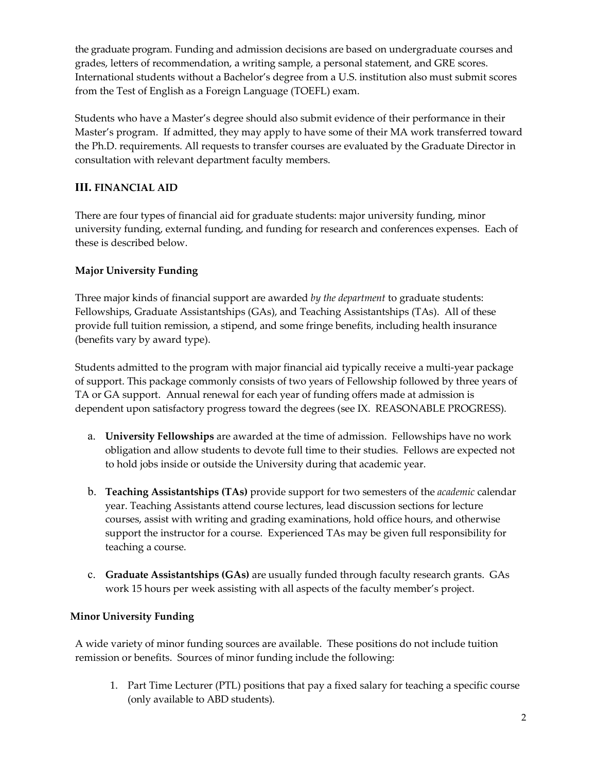the graduate program. Funding and admission decisions are based on undergraduate courses and grades, letters of recommendation, a writing sample, a personal statement, and GRE scores. International students without a Bachelor's degree from a U.S. institution also must submit scores from the Test of English as a Foreign Language (TOEFL) exam.

Students who have a Master's degree should also submit evidence of their performance in their Master's program. If admitted, they may apply to have some of their MA work transferred toward the Ph.D. requirements. All requests to transfer courses are evaluated by the Graduate Director in consultation with relevant department faculty members.

## III. FINANCIAL AID

There are four types of financial aid for graduate students: major university funding, minor university funding, external funding, and funding for research and conferences expenses. Each of these is described below.

### Major University Funding

Three major kinds of financial support are awarded *by the department* to graduate students: Fellowships, Graduate Assistantships (GAs), and Teaching Assistantships (TAs). All of these provide full tuition remission, a stipend, and some fringe benefits, including health insurance (benefits vary by award type).

Students admitted to the program with major financial aid typically receive a multi-year package of support. This package commonly consists of two years of Fellowship followed by three years of TA or GA support. Annual renewal for each year of funding offers made at admission is dependent upon satisfactory progress toward the degrees (see IX. REASONABLE PROGRESS).

a. **University Fellowships** are awarded at the time of admission. Fellowships have no work obligation and allow students to devote full time to their studies. Fellows are expected not to hold jobs inside or outside the University during that academic year.

b. **Teaching Assistantships (TAs)** provide support for two semesters of the *academic* calendar year. Teaching Assistants attend course lectures, lead discussion sections for lecture courses, assist with writing and grading examinations, hold office hours, and otherwise support the instructor for a course. Experienced TAs may be given full responsibility for teaching a course.

c. **Graduate Assistantships (GAs)** are usually funded through faculty research grants. GAs work 15 hours per week assisting with all aspects of the faculty member's project.

### Minor University Funding

A wide variety of minor funding sources are available. These positions do not include tuition remission or benefits. Sources of minor funding include the following:

1. Part Time Lecturer (PTL) positions that pay a fixed salary for teaching a specific course (only available to ABD students).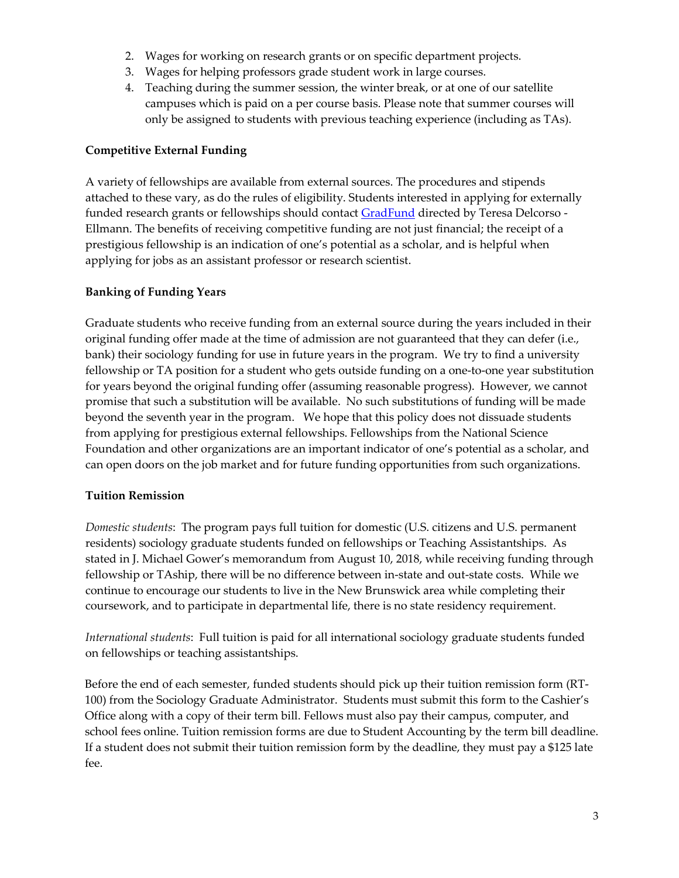2. Wages for working on research grants or on specific department projects.
3. Wages for helping professors grade student work in large courses.
4. Teaching during the summer session, the winter break, or at one of our satellite campuses which is paid on a per course basis. Please note that summer courses will only be assigned to students with previous teaching experience (including as TAs).

**Competitive External Funding**

A variety of fellowships are available from external sources. The procedures and stipends attached to these vary, as do the rules of eligibility. Students interested in applying for externally funded research grants or fellowships should contact GradFund directed by Teresa Delcorso - Ellmann. The benefits of receiving competitive funding are not just financial; the receipt of a prestigious fellowship is an indication of one's potential as a scholar, and is helpful when applying for jobs as an assistant professor or research scientist.

**Banking of Funding Years**

Graduate students who receive funding from an external source during the years included in their original funding offer made at the time of admission are not guaranteed that they can defer (i.e., bank) their sociology funding for use in future years in the program. We try to find a university fellowship or TA position for a student who gets outside funding on a one-to-one year substitution for years beyond the original funding offer (assuming reasonable progress). However, we cannot promise that such a substitution will be available. No such substitutions of funding will be made beyond the seventh year in the program. We hope that this policy does not dissuade students from applying for prestigious external fellowships. Fellowships from the National Science Foundation and other organizations are an important indicator of one's potential as a scholar, and can open doors on the job market and for future funding opportunities from such organizations.

**Tuition Remission**

*Domestic students*: The program pays full tuition for domestic (U.S. citizens and U.S. permanent residents) sociology graduate students funded on fellowships or Teaching Assistantships. As stated in J. Michael Gower's memorandum from August 10, 2018, while receiving funding through fellowship or TAship, there will be no difference between in-state and out-state costs. While we continue to encourage our students to live in the New Brunswick area while completing their coursework, and to participate in departmental life, there is no state residency requirement.

*International students*: Full tuition is paid for all international sociology graduate students funded on fellowships or teaching assistantships.

Before the end of each semester, funded students should pick up their tuition remission form (RT-100) from the Sociology Graduate Administrator. Students must submit this form to the Cashier's Office along with a copy of their term bill. Fellows must also pay their campus, computer, and school fees online. Tuition remission forms are due to Student Accounting by the term bill deadline. If a student does not submit their tuition remission form by the deadline, they must pay a $125 late fee.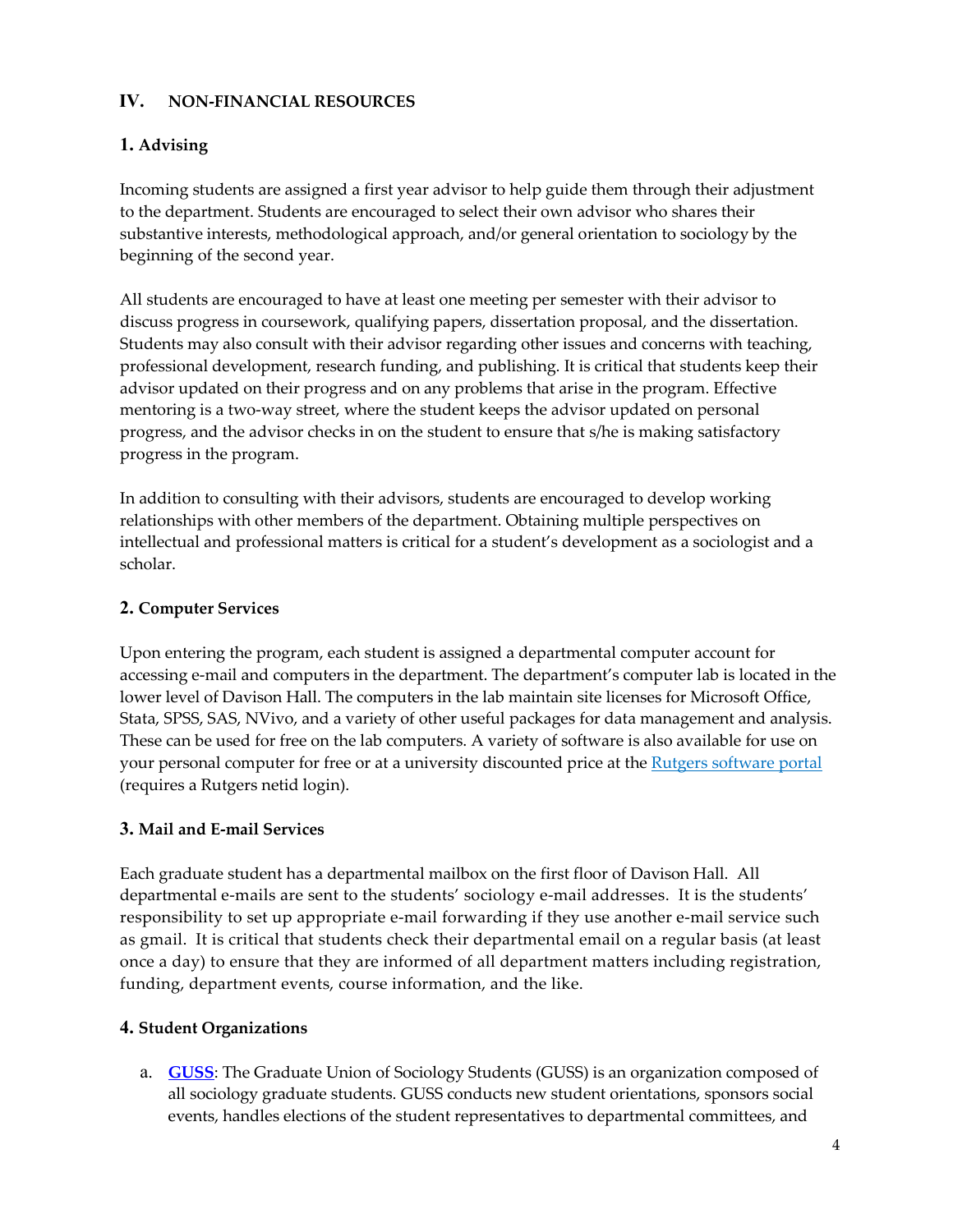## IV. NON-FINANCIAL RESOURCES

### 1. Advising

Incoming students are assigned a first year advisor to help guide them through their adjustment to the department. Students are encouraged to select their own advisor who shares their substantive interests, methodological approach, and/or general orientation to sociology by the beginning of the second year.

All students are encouraged to have at least one meeting per semester with their advisor to discuss progress in coursework, qualifying papers, dissertation proposal, and the dissertation. Students may also consult with their advisor regarding other issues and concerns with teaching, professional development, research funding, and publishing. It is critical that students keep their advisor updated on their progress and on any problems that arise in the program. Effective mentoring is a two-way street, where the student keeps the advisor updated on personal progress, and the advisor checks in on the student to ensure that s/he is making satisfactory progress in the program.

In addition to consulting with their advisors, students are encouraged to develop working relationships with other members of the department. Obtaining multiple perspectives on intellectual and professional matters is critical for a student's development as a sociologist and a scholar.

### 2. Computer Services

Upon entering the program, each student is assigned a departmental computer account for accessing e-mail and computers in the department. The department's computer lab is located in the lower level of Davison Hall. The computers in the lab maintain site licenses for Microsoft Office, Stata, SPSS, SAS, NVivo, and a variety of other useful packages for data management and analysis. These can be used for free on the lab computers. A variety of software is also available for use on your personal computer for free or at a university discounted price at the Rutgers software portal (requires a Rutgers netid login).

### 3. Mail and E-mail Services

Each graduate student has a departmental mailbox on the first floor of Davison Hall. All departmental e-mails are sent to the students' sociology e-mail addresses. It is the students' responsibility to set up appropriate e-mail forwarding if they use another e-mail service such as gmail. It is critical that students check their departmental email on a regular basis (at least once a day) to ensure that they are informed of all department matters including registration, funding, department events, course information, and the like.

### 4. Student Organizations

a. **GUSS**: The Graduate Union of Sociology Students (GUSS) is an organization composed of all sociology graduate students. GUSS conducts new student orientations, sponsors social events, handles elections of the student representatives to departmental committees, and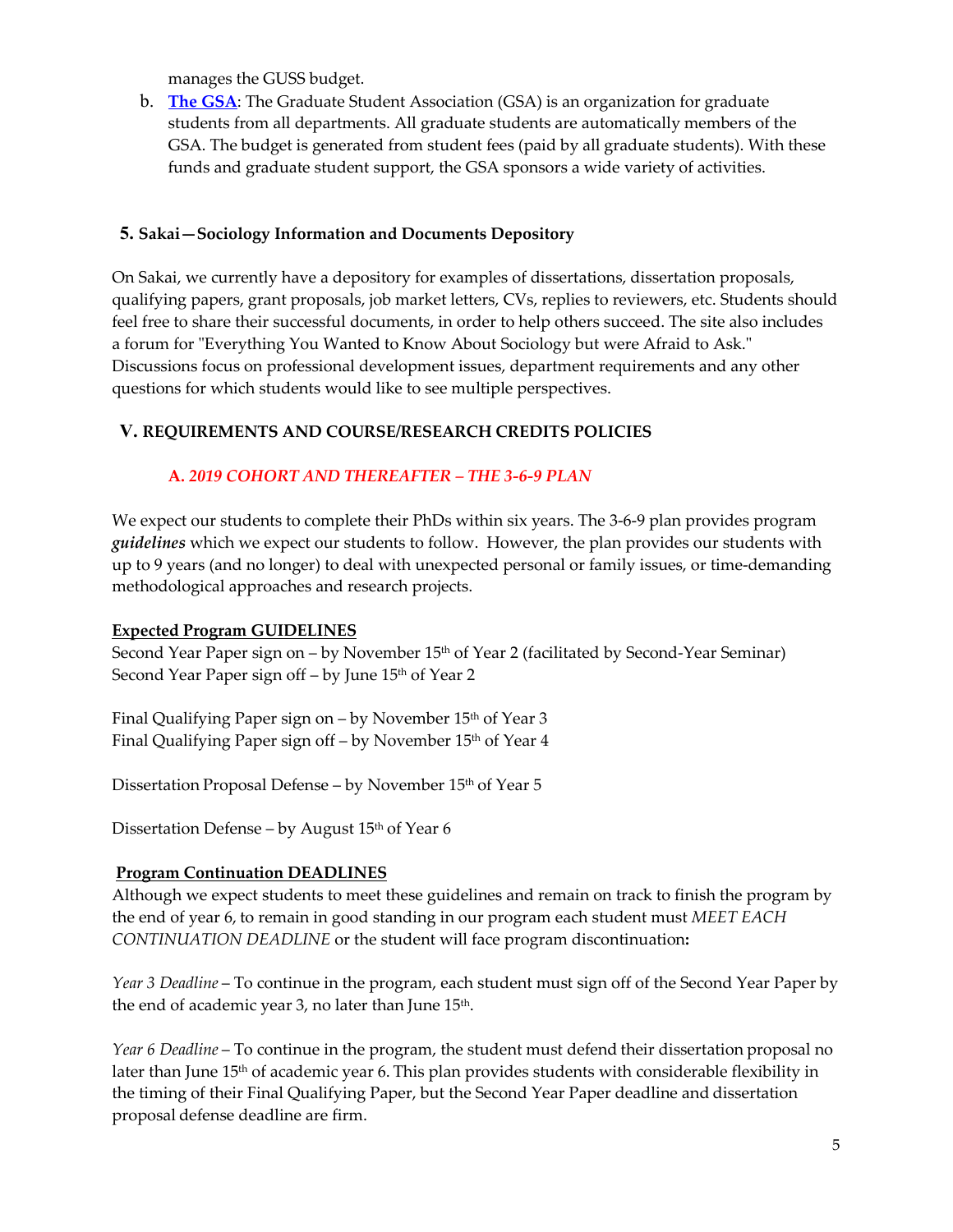manages the GUSS budget.

b. **The GSA**: The Graduate Student Association (GSA) is an organization for graduate students from all departments. All graduate students are automatically members of the GSA. The budget is generated from student fees (paid by all graduate students). With these funds and graduate student support, the GSA sponsors a wide variety of activities.

### 5. Sakai—Sociology Information and Documents Depository

On Sakai, we currently have a depository for examples of dissertations, dissertation proposals, qualifying papers, grant proposals, job market letters, CVs, replies to reviewers, etc. Students should feel free to share their successful documents, in order to help others succeed. The site also includes a forum for "Everything You Wanted to Know About Sociology but were Afraid to Ask." Discussions focus on professional development issues, department requirements and any other questions for which students would like to see multiple perspectives.

## V. REQUIREMENTS AND COURSE/RESEARCH CREDITS POLICIES

### A. *2019 COHORT AND THEREAFTER – THE 3-6-9 PLAN*

We expect our students to complete their PhDs within six years. The 3-6-9 plan provides program ***guidelines*** which we expect our students to follow. However, the plan provides our students with up to 9 years (and no longer) to deal with unexpected personal or family issues, or time-demanding methodological approaches and research projects.

**Expected Program GUIDELINES**

Second Year Paper sign on – by November 15th of Year 2 (facilitated by Second-Year Seminar)
Second Year Paper sign off – by June 15th of Year 2

Final Qualifying Paper sign on – by November 15th of Year 3
Final Qualifying Paper sign off – by November 15th of Year 4

Dissertation Proposal Defense – by November 15th of Year 5

Dissertation Defense – by August 15th of Year 6

**Program Continuation DEADLINES**

Although we expect students to meet these guidelines and remain on track to finish the program by the end of year 6, to remain in good standing in our program each student must *MEET EACH CONTINUATION DEADLINE* or the student will face program discontinuation**:**

*Year 3 Deadline* – To continue in the program, each student must sign off of the Second Year Paper by the end of academic year 3, no later than June 15th.

*Year 6 Deadline* – To continue in the program, the student must defend their dissertation proposal no later than June 15th of academic year 6. This plan provides students with considerable flexibility in the timing of their Final Qualifying Paper, but the Second Year Paper deadline and dissertation proposal defense deadline are firm.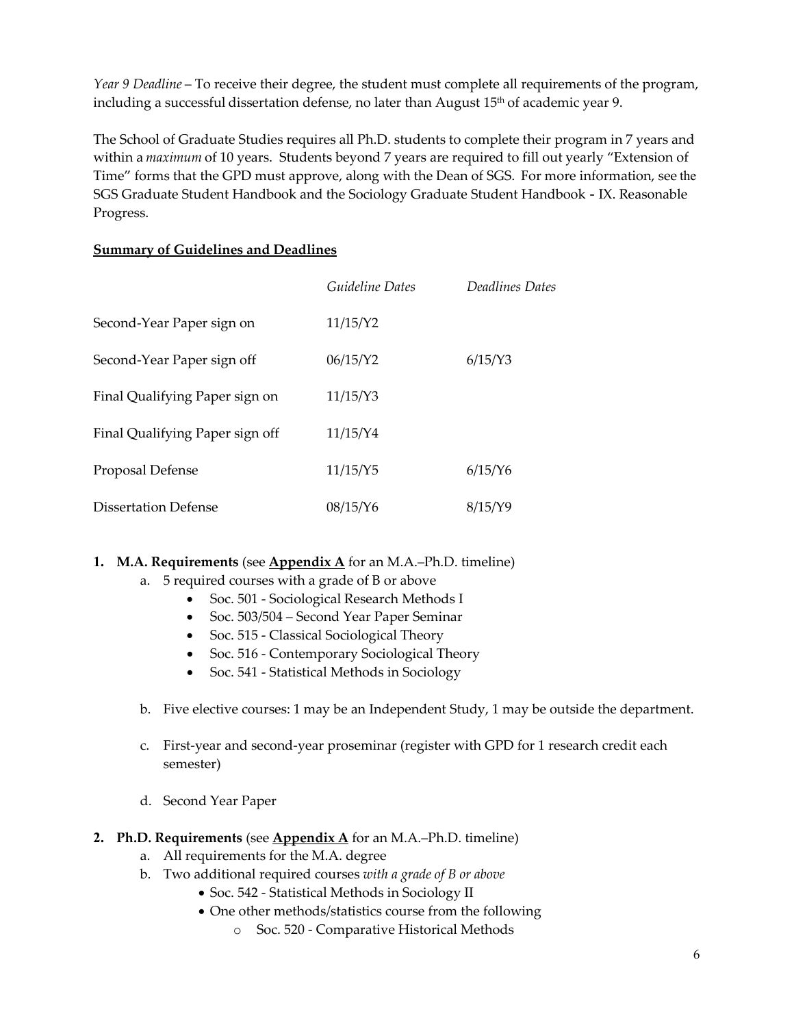*Year 9 Deadline* – To receive their degree, the student must complete all requirements of the program, including a successful dissertation defense, no later than August 15th of academic year 9.

The School of Graduate Studies requires all Ph.D. students to complete their program in 7 years and within a *maximum* of 10 years. Students beyond 7 years are required to fill out yearly "Extension of Time" forms that the GPD must approve, along with the Dean of SGS. For more information, see the SGS Graduate Student Handbook and the Sociology Graduate Student Handbook - IX. Reasonable Progress.

**Summary of Guidelines and Deadlines**

| | *Guideline Dates* | *Deadlines Dates* |
|---|---|---|
| Second-Year Paper sign on | 11/15/Y2 | |
| Second-Year Paper sign off | 06/15/Y2 | 6/15/Y3 |
| Final Qualifying Paper sign on | 11/15/Y3 | |
| Final Qualifying Paper sign off | 11/15/Y4 | |
| Proposal Defense | 11/15/Y5 | 6/15/Y6 |
| Dissertation Defense | 08/15/Y6 | 8/15/Y9 |

1. **M.A. Requirements** (see **Appendix A** for an M.A.–Ph.D. timeline)
   a. 5 required courses with a grade of B or above
      - Soc. 501 - Sociological Research Methods I
      - Soc. 503/504 – Second Year Paper Seminar
      - Soc. 515 - Classical Sociological Theory
      - Soc. 516 - Contemporary Sociological Theory
      - Soc. 541 - Statistical Methods in Sociology

   b. Five elective courses: 1 may be an Independent Study, 1 may be outside the department.

   c. First-year and second-year proseminar (register with GPD for 1 research credit each semester)

   d. Second Year Paper

2. **Ph.D. Requirements** (see **Appendix A** for an M.A.–Ph.D. timeline)
   a. All requirements for the M.A. degree
   b. Two additional required courses *with a grade of B or above*
      - Soc. 542 - Statistical Methods in Sociology II
      - One other methods/statistics course from the following
         - Soc. 520 - Comparative Historical Methods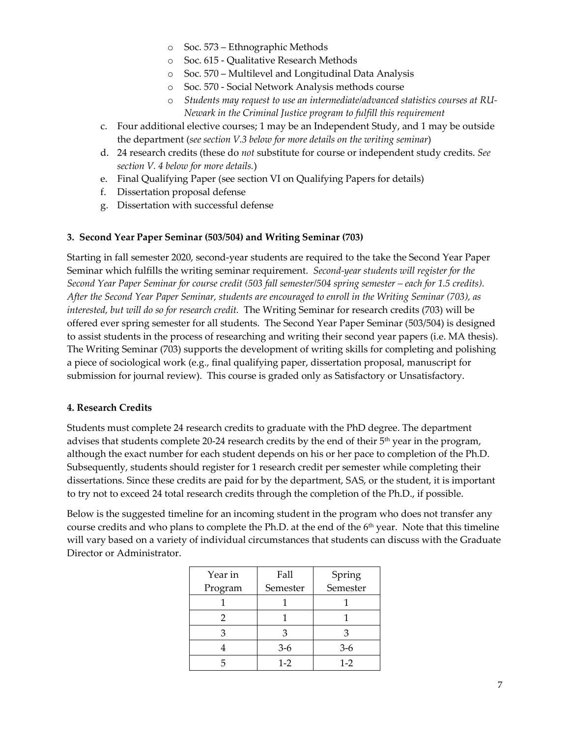- Soc. 573 – Ethnographic Methods
    - Soc. 615 - Qualitative Research Methods
    - Soc. 570 – Multilevel and Longitudinal Data Analysis
    - Soc. 570 - Social Network Analysis methods course
    - *Students may request to use an intermediate/advanced statistics courses at RU-Newark in the Criminal Justice program to fulfill this requirement*

c. Four additional elective courses; 1 may be an Independent Study, and 1 may be outside the department (*see section V.3 below for more details on the writing seminar*)

d. 24 research credits (these do *not* substitute for course or independent study credits. *See section V. 4 below for more details.*)

e. Final Qualifying Paper (see section VI on Qualifying Papers for details)

f. Dissertation proposal defense

g. Dissertation with successful defense

### 3. Second Year Paper Seminar (503/504) and Writing Seminar (703)

Starting in fall semester 2020, second-year students are required to the take the Second Year Paper Seminar which fulfills the writing seminar requirement. *Second-year students will register for the Second Year Paper Seminar for course credit (503 fall semester/504 spring semester – each for 1.5 credits). After the Second Year Paper Seminar, students are encouraged to enroll in the Writing Seminar (703), as interested, but will do so for research credit.* The Writing Seminar for research credits (703) will be offered ever spring semester for all students. The Second Year Paper Seminar (503/504) is designed to assist students in the process of researching and writing their second year papers (i.e. MA thesis). The Writing Seminar (703) supports the development of writing skills for completing and polishing a piece of sociological work (e.g., final qualifying paper, dissertation proposal, manuscript for submission for journal review). This course is graded only as Satisfactory or Unsatisfactory.

### 4. Research Credits

Students must complete 24 research credits to graduate with the PhD degree. The department advises that students complete 20-24 research credits by the end of their 5th year in the program, although the exact number for each student depends on his or her pace to completion of the Ph.D. Subsequently, students should register for 1 research credit per semester while completing their dissertations. Since these credits are paid for by the department, SAS, or the student, it is important to try not to exceed 24 total research credits through the completion of the Ph.D., if possible.

Below is the suggested timeline for an incoming student in the program who does not transfer any course credits and who plans to complete the Ph.D. at the end of the 6th year. Note that this timeline will vary based on a variety of individual circumstances that students can discuss with the Graduate Director or Administrator.

| Year in Program | Fall Semester | Spring Semester |
|---|---|---|
| 1 | 1 | 1 |
| 2 | 1 | 1 |
| 3 | 3 | 3 |
| 4 | 3-6 | 3-6 |
| 5 | 1-2 | 1-2 |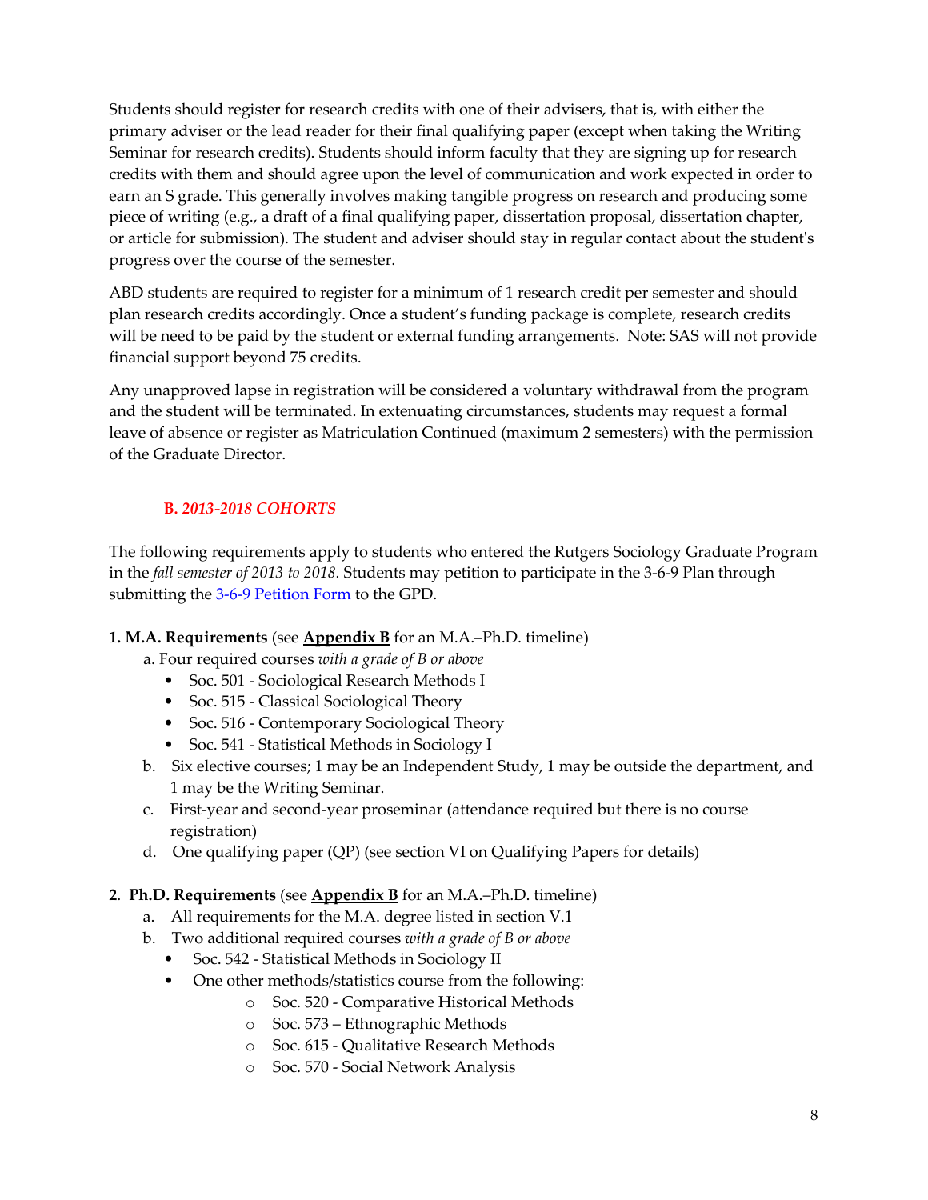Students should register for research credits with one of their advisers, that is, with either the primary adviser or the lead reader for their final qualifying paper (except when taking the Writing Seminar for research credits). Students should inform faculty that they are signing up for research credits with them and should agree upon the level of communication and work expected in order to earn an S grade. This generally involves making tangible progress on research and producing some piece of writing (e.g., a draft of a final qualifying paper, dissertation proposal, dissertation chapter, or article for submission). The student and adviser should stay in regular contact about the student's progress over the course of the semester.

ABD students are required to register for a minimum of 1 research credit per semester and should plan research credits accordingly. Once a student's funding package is complete, research credits will be need to be paid by the student or external funding arrangements. Note: SAS will not provide financial support beyond 75 credits.

Any unapproved lapse in registration will be considered a voluntary withdrawal from the program and the student will be terminated. In extenuating circumstances, students may request a formal leave of absence or register as Matriculation Continued (maximum 2 semesters) with the permission of the Graduate Director.

### B. *2013-2018 COHORTS*

The following requirements apply to students who entered the Rutgers Sociology Graduate Program in the *fall semester of 2013 to 2018.* Students may petition to participate in the 3-6-9 Plan through submitting the [3-6-9 Petition Form](3-6-9 Petition Form) to the GPD.

**1. M.A. Requirements** (see **Appendix B** for an M.A.–Ph.D. timeline)

a. Four required courses *with a grade of B or above*
   - Soc. 501 - Sociological Research Methods I
   - Soc. 515 - Classical Sociological Theory
   - Soc. 516 - Contemporary Sociological Theory
   - Soc. 541 - Statistical Methods in Sociology I

b. Six elective courses; 1 may be an Independent Study, 1 may be outside the department, and 1 may be the Writing Seminar.

c. First-year and second-year proseminar (attendance required but there is no course registration)

d. One qualifying paper (QP) (see section VI on Qualifying Papers for details)

**2. Ph.D. Requirements** (see **Appendix B** for an M.A.–Ph.D. timeline)

a. All requirements for the M.A. degree listed in section V.1

b. Two additional required courses *with a grade of B or above*
   - Soc. 542 - Statistical Methods in Sociology II
   - One other methods/statistics course from the following:
     - Soc. 520 - Comparative Historical Methods
     - Soc. 573 – Ethnographic Methods
     - Soc. 615 - Qualitative Research Methods
     - Soc. 570 - Social Network Analysis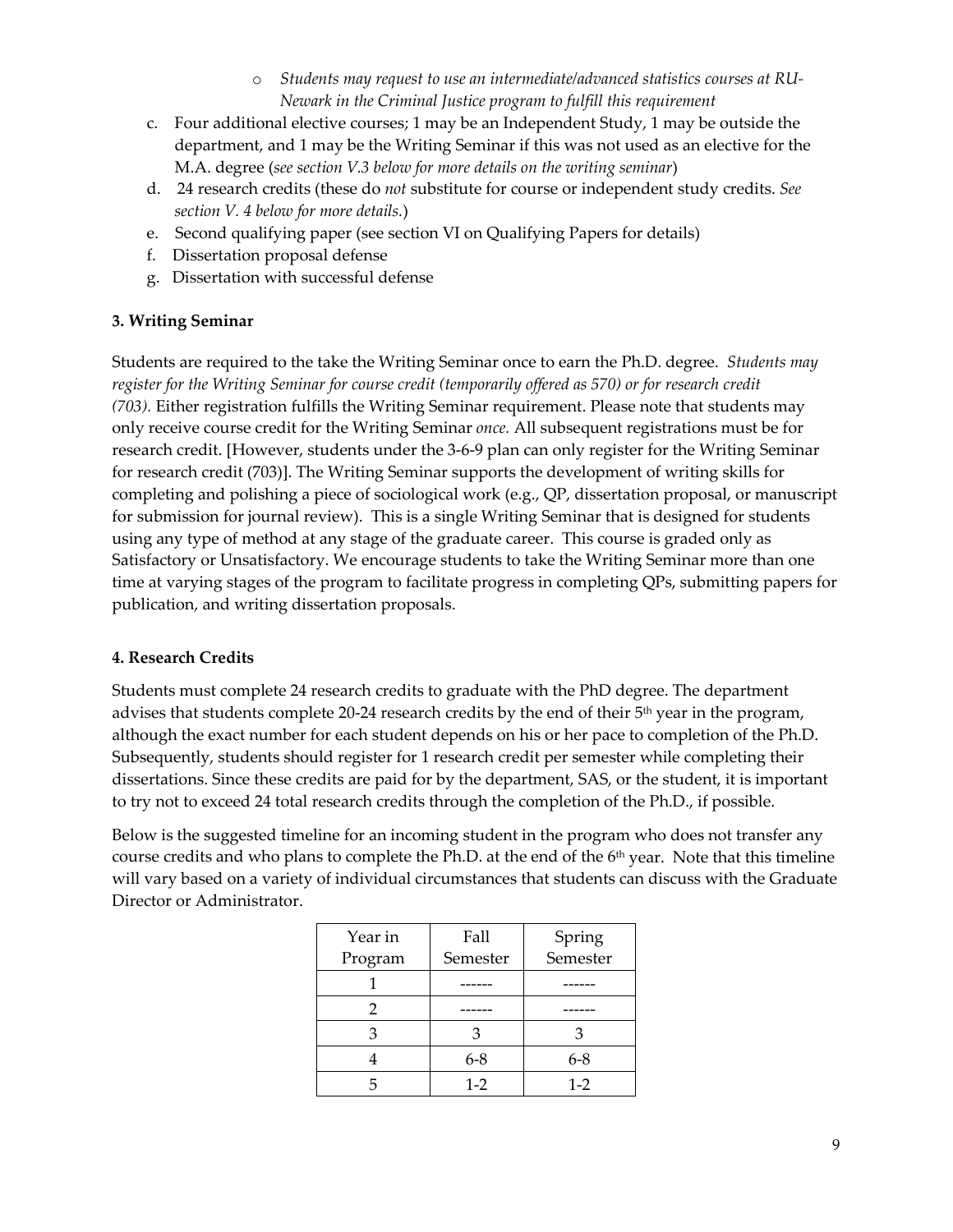- *Students may request to use an intermediate/advanced statistics courses at RU-Newark in the Criminal Justice program to fulfill this requirement*

c. Four additional elective courses; 1 may be an Independent Study, 1 may be outside the department, and 1 may be the Writing Seminar if this was not used as an elective for the M.A. degree (*see section V.3 below for more details on the writing seminar*)

d. 24 research credits (these do *not* substitute for course or independent study credits. *See section V. 4 below for more details.*)

e. Second qualifying paper (see section VI on Qualifying Papers for details)

f. Dissertation proposal defense

g. Dissertation with successful defense

### 3. Writing Seminar

Students are required to the take the Writing Seminar once to earn the Ph.D. degree. *Students may register for the Writing Seminar for course credit (temporarily offered as 570) or for research credit (703).* Either registration fulfills the Writing Seminar requirement. Please note that students may only receive course credit for the Writing Seminar *once.* All subsequent registrations must be for research credit. [However, students under the 3-6-9 plan can only register for the Writing Seminar for research credit (703)]. The Writing Seminar supports the development of writing skills for completing and polishing a piece of sociological work (e.g., QP, dissertation proposal, or manuscript for submission for journal review). This is a single Writing Seminar that is designed for students using any type of method at any stage of the graduate career. This course is graded only as Satisfactory or Unsatisfactory. We encourage students to take the Writing Seminar more than one time at varying stages of the program to facilitate progress in completing QPs, submitting papers for publication, and writing dissertation proposals.

### 4. Research Credits

Students must complete 24 research credits to graduate with the PhD degree. The department advises that students complete 20-24 research credits by the end of their 5th year in the program, although the exact number for each student depends on his or her pace to completion of the Ph.D. Subsequently, students should register for 1 research credit per semester while completing their dissertations. Since these credits are paid for by the department, SAS, or the student, it is important to try not to exceed 24 total research credits through the completion of the Ph.D., if possible.

Below is the suggested timeline for an incoming student in the program who does not transfer any course credits and who plans to complete the Ph.D. at the end of the 6th year. Note that this timeline will vary based on a variety of individual circumstances that students can discuss with the Graduate Director or Administrator.

| Year in Program | Fall Semester | Spring Semester |
|---|---|---|
| 1 | ------ | ------ |
| 2 | ------ | ------ |
| 3 | 3 | 3 |
| 4 | 6-8 | 6-8 |
| 5 | 1-2 | 1-2 |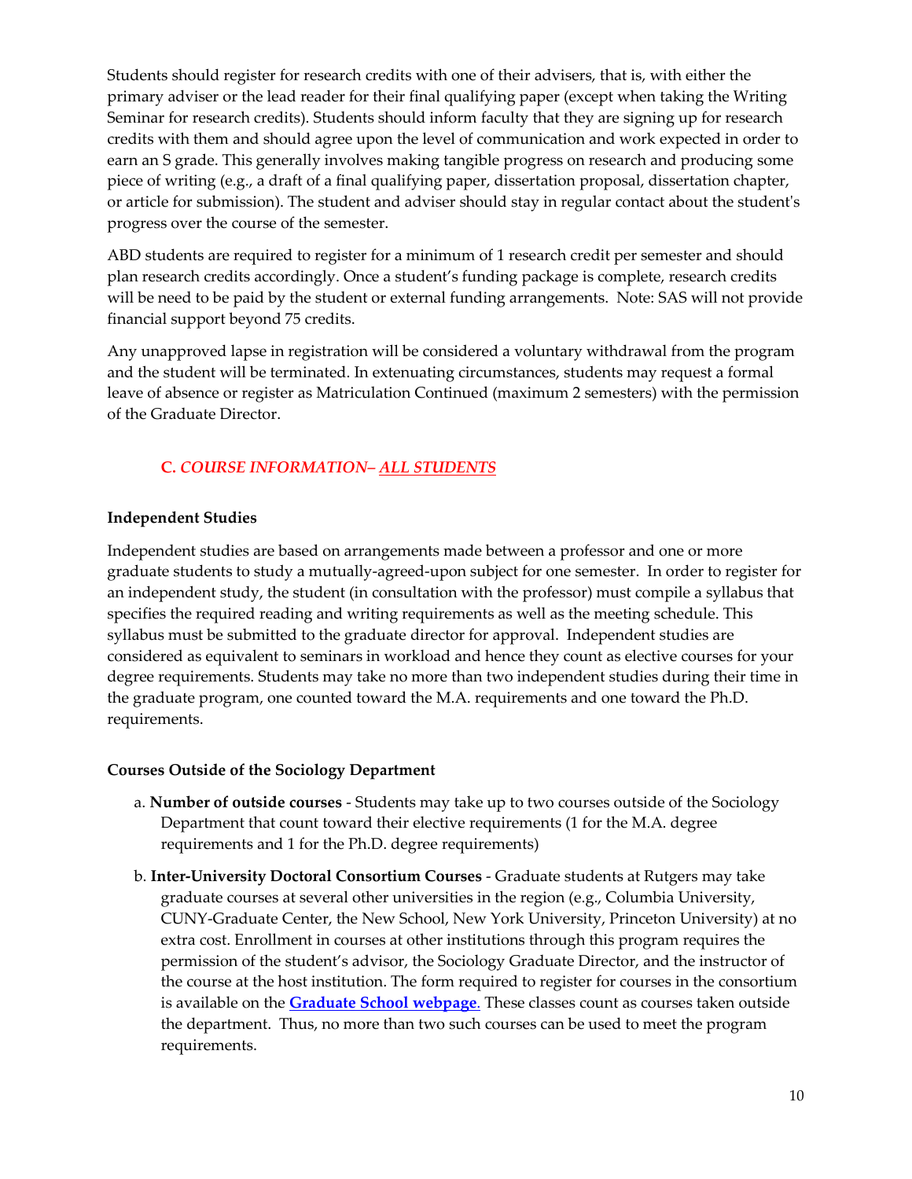Students should register for research credits with one of their advisers, that is, with either the primary adviser or the lead reader for their final qualifying paper (except when taking the Writing Seminar for research credits). Students should inform faculty that they are signing up for research credits with them and should agree upon the level of communication and work expected in order to earn an S grade. This generally involves making tangible progress on research and producing some piece of writing (e.g., a draft of a final qualifying paper, dissertation proposal, dissertation chapter, or article for submission). The student and adviser should stay in regular contact about the student's progress over the course of the semester.

ABD students are required to register for a minimum of 1 research credit per semester and should plan research credits accordingly. Once a student's funding package is complete, research credits will be need to be paid by the student or external funding arrangements. Note: SAS will not provide financial support beyond 75 credits.

Any unapproved lapse in registration will be considered a voluntary withdrawal from the program and the student will be terminated. In extenuating circumstances, students may request a formal leave of absence or register as Matriculation Continued (maximum 2 semesters) with the permission of the Graduate Director.

## C. *COURSE INFORMATION– ALL STUDENTS*

**Independent Studies**

Independent studies are based on arrangements made between a professor and one or more graduate students to study a mutually-agreed-upon subject for one semester. In order to register for an independent study, the student (in consultation with the professor) must compile a syllabus that specifies the required reading and writing requirements as well as the meeting schedule. This syllabus must be submitted to the graduate director for approval. Independent studies are considered as equivalent to seminars in workload and hence they count as elective courses for your degree requirements. Students may take no more than two independent studies during their time in the graduate program, one counted toward the M.A. requirements and one toward the Ph.D. requirements.

**Courses Outside of the Sociology Department**

a. **Number of outside courses** - Students may take up to two courses outside of the Sociology Department that count toward their elective requirements (1 for the M.A. degree requirements and 1 for the Ph.D. degree requirements)

b. **Inter-University Doctoral Consortium Courses** - Graduate students at Rutgers may take graduate courses at several other universities in the region (e.g., Columbia University, CUNY-Graduate Center, the New School, New York University, Princeton University) at no extra cost. Enrollment in courses at other institutions through this program requires the permission of the student's advisor, the Sociology Graduate Director, and the instructor of the course at the host institution. The form required to register for courses in the consortium is available on the **Graduate School webpage**. These classes count as courses taken outside the department. Thus, no more than two such courses can be used to meet the program requirements.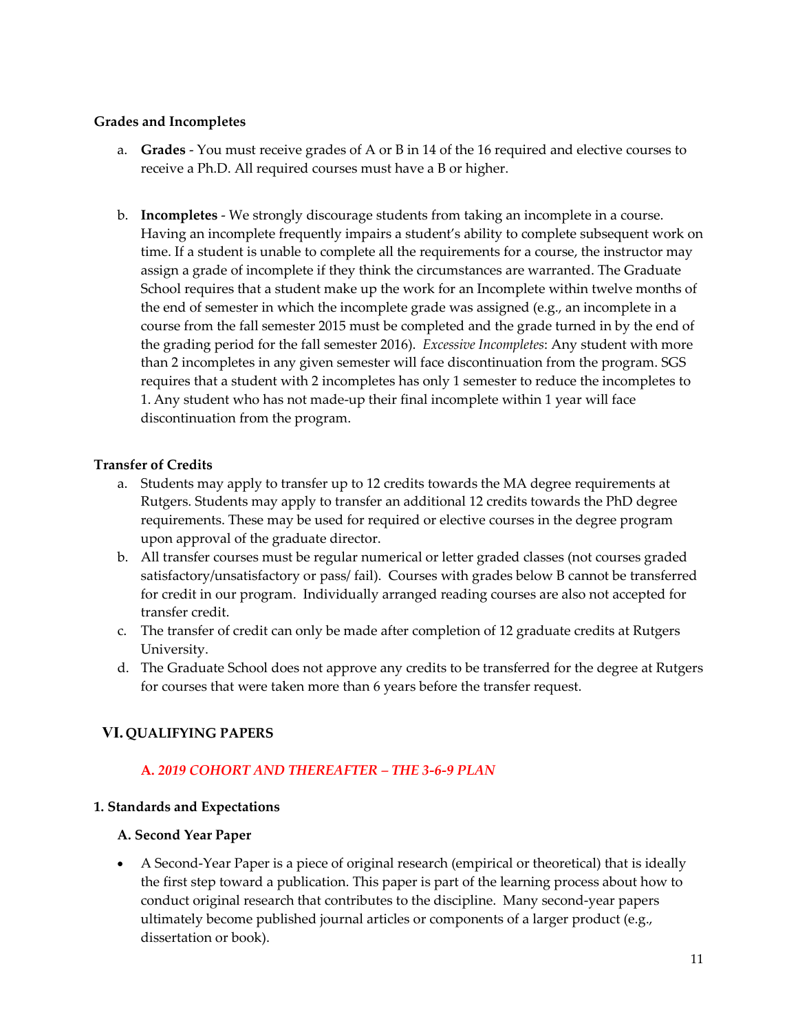### Grades and Incompletes

a. **Grades** - You must receive grades of A or B in 14 of the 16 required and elective courses to receive a Ph.D. All required courses must have a B or higher.

b. **Incompletes** - We strongly discourage students from taking an incomplete in a course. Having an incomplete frequently impairs a student's ability to complete subsequent work on time. If a student is unable to complete all the requirements for a course, the instructor may assign a grade of incomplete if they think the circumstances are warranted. The Graduate School requires that a student make up the work for an Incomplete within twelve months of the end of semester in which the incomplete grade was assigned (e.g., an incomplete in a course from the fall semester 2015 must be completed and the grade turned in by the end of the grading period for the fall semester 2016). *Excessive Incompletes*: Any student with more than 2 incompletes in any given semester will face discontinuation from the program. SGS requires that a student with 2 incompletes has only 1 semester to reduce the incompletes to 1. Any student who has not made-up their final incomplete within 1 year will face discontinuation from the program.

### Transfer of Credits

a. Students may apply to transfer up to 12 credits towards the MA degree requirements at Rutgers. Students may apply to transfer an additional 12 credits towards the PhD degree requirements. These may be used for required or elective courses in the degree program upon approval of the graduate director.
b. All transfer courses must be regular numerical or letter graded classes (not courses graded satisfactory/unsatisfactory or pass/ fail). Courses with grades below B cannot be transferred for credit in our program. Individually arranged reading courses are also not accepted for transfer credit.
c. The transfer of credit can only be made after completion of 12 graduate credits at Rutgers University.
d. The Graduate School does not approve any credits to be transferred for the degree at Rutgers for courses that were taken more than 6 years before the transfer request.

## VI. QUALIFYING PAPERS

### *A. 2019 COHORT AND THEREAFTER – THE 3-6-9 PLAN*

### 1. Standards and Expectations

#### A. Second Year Paper

- A Second-Year Paper is a piece of original research (empirical or theoretical) that is ideally the first step toward a publication. This paper is part of the learning process about how to conduct original research that contributes to the discipline. Many second-year papers ultimately become published journal articles or components of a larger product (e.g., dissertation or book).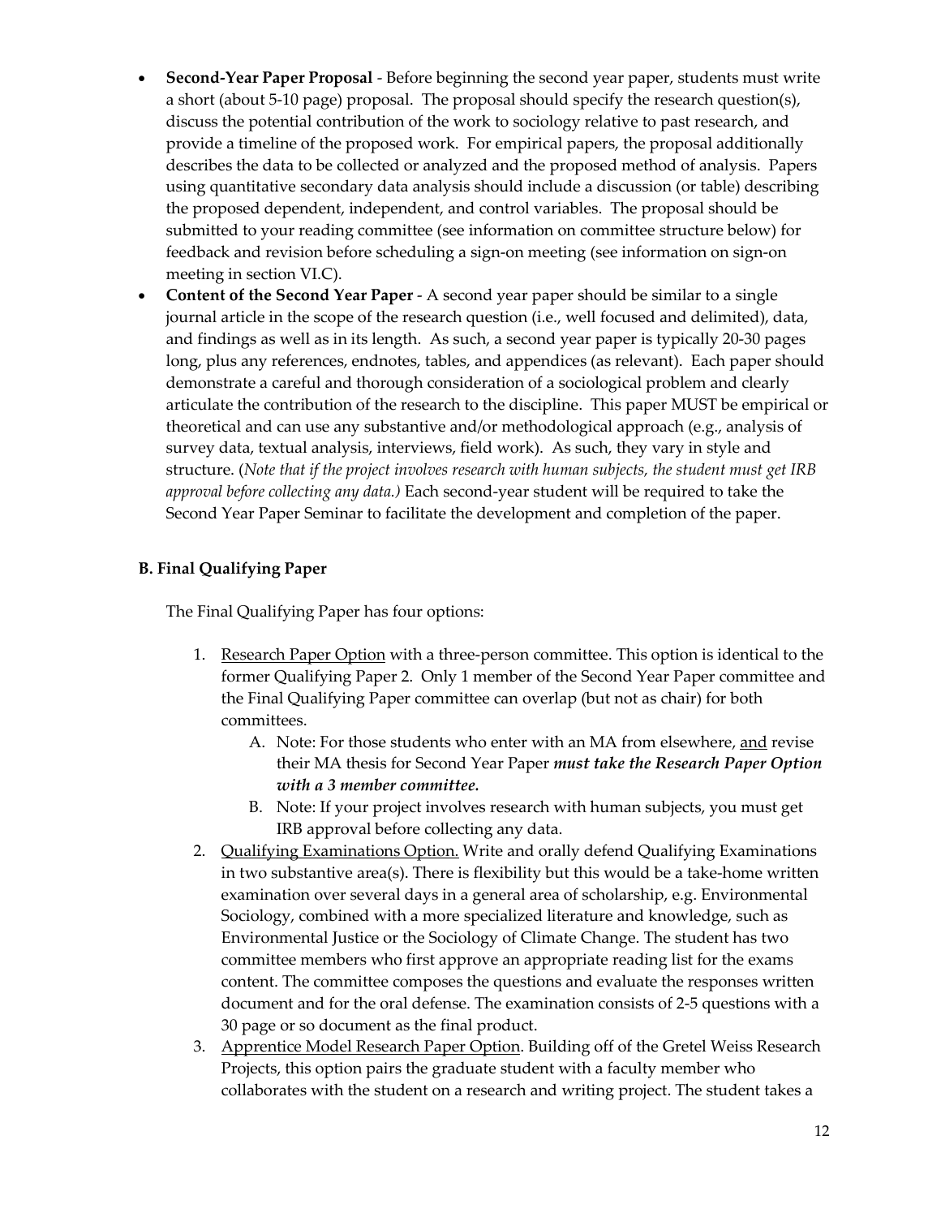- **Second-Year Paper Proposal** - Before beginning the second year paper, students must write a short (about 5-10 page) proposal. The proposal should specify the research question(s), discuss the potential contribution of the work to sociology relative to past research, and provide a timeline of the proposed work. For empirical papers, the proposal additionally describes the data to be collected or analyzed and the proposed method of analysis. Papers using quantitative secondary data analysis should include a discussion (or table) describing the proposed dependent, independent, and control variables. The proposal should be submitted to your reading committee (see information on committee structure below) for feedback and revision before scheduling a sign-on meeting (see information on sign-on meeting in section VI.C).
- **Content of the Second Year Paper** - A second year paper should be similar to a single journal article in the scope of the research question (i.e., well focused and delimited), data, and findings as well as in its length. As such, a second year paper is typically 20-30 pages long, plus any references, endnotes, tables, and appendices (as relevant). Each paper should demonstrate a careful and thorough consideration of a sociological problem and clearly articulate the contribution of the research to the discipline. This paper MUST be empirical or theoretical and can use any substantive and/or methodological approach (e.g., analysis of survey data, textual analysis, interviews, field work). As such, they vary in style and structure. (*Note that if the project involves research with human subjects, the student must get IRB approval before collecting any data.)* Each second-year student will be required to take the Second Year Paper Seminar to facilitate the development and completion of the paper.

### B. Final Qualifying Paper

The Final Qualifying Paper has four options:

1. Research Paper Option with a three-person committee. This option is identical to the former Qualifying Paper 2. Only 1 member of the Second Year Paper committee and the Final Qualifying Paper committee can overlap (but not as chair) for both committees.
    A. Note: For those students who enter with an MA from elsewhere, and revise their MA thesis for Second Year Paper ***must take the Research Paper Option with a 3 member committee.***
    B. Note: If your project involves research with human subjects, you must get IRB approval before collecting any data.
2. Qualifying Examinations Option. Write and orally defend Qualifying Examinations in two substantive area(s). There is flexibility but this would be a take-home written examination over several days in a general area of scholarship, e.g. Environmental Sociology, combined with a more specialized literature and knowledge, such as Environmental Justice or the Sociology of Climate Change. The student has two committee members who first approve an appropriate reading list for the exams content. The committee composes the questions and evaluate the responses written document and for the oral defense. The examination consists of 2-5 questions with a 30 page or so document as the final product.
3. Apprentice Model Research Paper Option. Building off of the Gretel Weiss Research Projects, this option pairs the graduate student with a faculty member who collaborates with the student on a research and writing project. The student takes a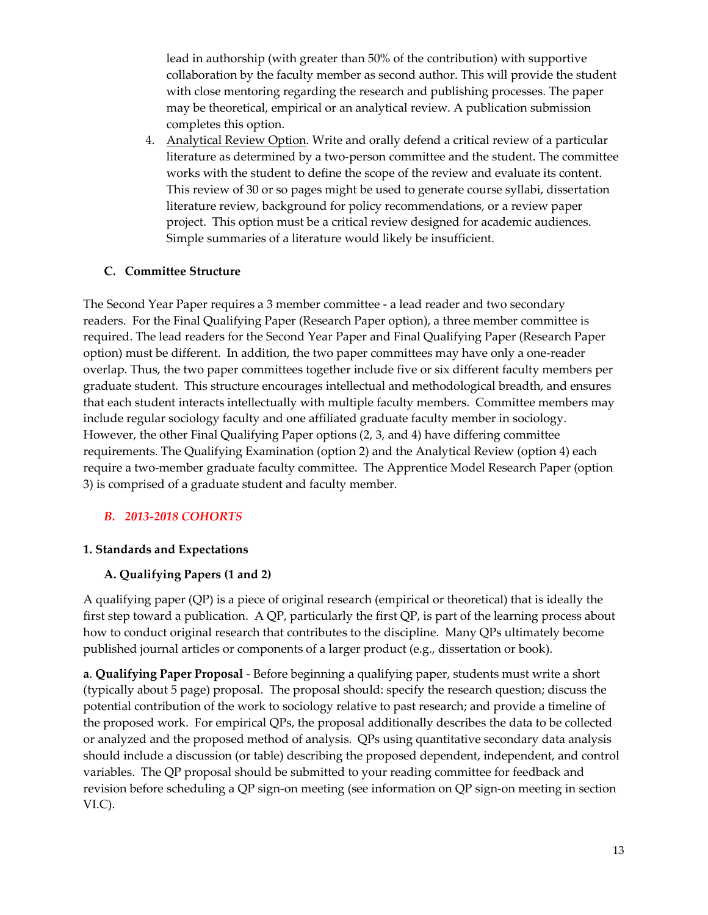lead in authorship (with greater than 50% of the contribution) with supportive collaboration by the faculty member as second author. This will provide the student with close mentoring regarding the research and publishing processes. The paper may be theoretical, empirical or an analytical review. A publication submission completes this option.

4. Analytical Review Option. Write and orally defend a critical review of a particular literature as determined by a two-person committee and the student. The committee works with the student to define the scope of the review and evaluate its content. This review of 30 or so pages might be used to generate course syllabi, dissertation literature review, background for policy recommendations, or a review paper project. This option must be a critical review designed for academic audiences. Simple summaries of a literature would likely be insufficient.

### C. Committee Structure

The Second Year Paper requires a 3 member committee - a lead reader and two secondary readers. For the Final Qualifying Paper (Research Paper option), a three member committee is required. The lead readers for the Second Year Paper and Final Qualifying Paper (Research Paper option) must be different. In addition, the two paper committees may have only a one-reader overlap. Thus, the two paper committees together include five or six different faculty members per graduate student. This structure encourages intellectual and methodological breadth, and ensures that each student interacts intellectually with multiple faculty members. Committee members may include regular sociology faculty and one affiliated graduate faculty member in sociology. However, the other Final Qualifying Paper options (2, 3, and 4) have differing committee requirements. The Qualifying Examination (option 2) and the Analytical Review (option 4) each require a two-member graduate faculty committee. The Apprentice Model Research Paper (option 3) is comprised of a graduate student and faculty member.

## *B. 2013-2018 COHORTS*

### 1. Standards and Expectations

### A. Qualifying Papers (1 and 2)

A qualifying paper (QP) is a piece of original research (empirical or theoretical) that is ideally the first step toward a publication. A QP, particularly the first QP, is part of the learning process about how to conduct original research that contributes to the discipline. Many QPs ultimately become published journal articles or components of a larger product (e.g., dissertation or book).

**a**. **Qualifying Paper Proposal** - Before beginning a qualifying paper, students must write a short (typically about 5 page) proposal. The proposal should: specify the research question; discuss the potential contribution of the work to sociology relative to past research; and provide a timeline of the proposed work. For empirical QPs, the proposal additionally describes the data to be collected or analyzed and the proposed method of analysis. QPs using quantitative secondary data analysis should include a discussion (or table) describing the proposed dependent, independent, and control variables. The QP proposal should be submitted to your reading committee for feedback and revision before scheduling a QP sign-on meeting (see information on QP sign-on meeting in section VI.C).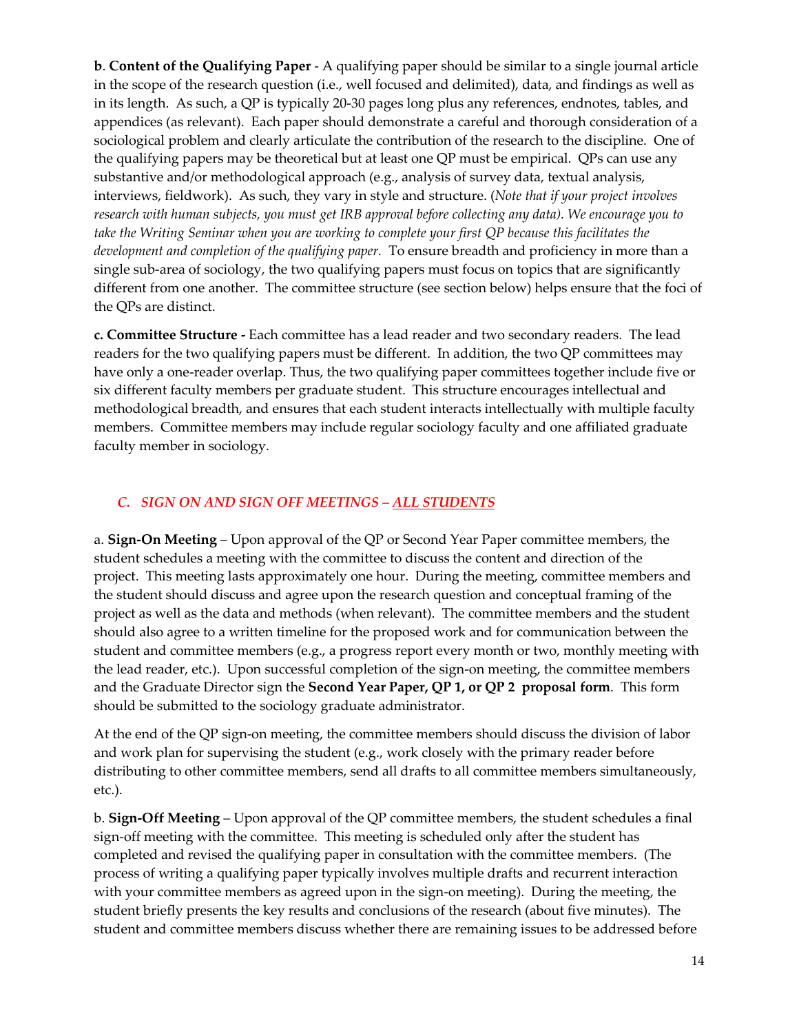**b**. **Content of the Qualifying Paper** - A qualifying paper should be similar to a single journal article in the scope of the research question (i.e., well focused and delimited), data, and findings as well as in its length. As such, a QP is typically 20-30 pages long plus any references, endnotes, tables, and appendices (as relevant). Each paper should demonstrate a careful and thorough consideration of a sociological problem and clearly articulate the contribution of the research to the discipline. One of the qualifying papers may be theoretical but at least one QP must be empirical. QPs can use any substantive and/or methodological approach (e.g., analysis of survey data, textual analysis, interviews, fieldwork). As such, they vary in style and structure. (*Note that if your project involves research with human subjects, you must get IRB approval before collecting any data). We encourage you to take the Writing Seminar when you are working to complete your first QP because this facilitates the development and completion of the qualifying paper.* To ensure breadth and proficiency in more than a single sub-area of sociology, the two qualifying papers must focus on topics that are significantly different from one another. The committee structure (see section below) helps ensure that the foci of the QPs are distinct.

**c. Committee Structure -** Each committee has a lead reader and two secondary readers. The lead readers for the two qualifying papers must be different. In addition, the two QP committees may have only a one-reader overlap. Thus, the two qualifying paper committees together include five or six different faculty members per graduate student. This structure encourages intellectual and methodological breadth, and ensures that each student interacts intellectually with multiple faculty members. Committee members may include regular sociology faculty and one affiliated graduate faculty member in sociology.

## *C. SIGN ON AND SIGN OFF MEETINGS – ALL STUDENTS*

a. **Sign-On Meeting** – Upon approval of the QP or Second Year Paper committee members, the student schedules a meeting with the committee to discuss the content and direction of the project. This meeting lasts approximately one hour. During the meeting, committee members and the student should discuss and agree upon the research question and conceptual framing of the project as well as the data and methods (when relevant). The committee members and the student should also agree to a written timeline for the proposed work and for communication between the student and committee members (e.g., a progress report every month or two, monthly meeting with the lead reader, etc.). Upon successful completion of the sign-on meeting, the committee members and the Graduate Director sign the **Second Year Paper, QP 1, or QP 2 proposal form**. This form should be submitted to the sociology graduate administrator.

At the end of the QP sign-on meeting, the committee members should discuss the division of labor and work plan for supervising the student (e.g., work closely with the primary reader before distributing to other committee members, send all drafts to all committee members simultaneously, etc.).

b. **Sign-Off Meeting** – Upon approval of the QP committee members, the student schedules a final sign-off meeting with the committee. This meeting is scheduled only after the student has completed and revised the qualifying paper in consultation with the committee members. (The process of writing a qualifying paper typically involves multiple drafts and recurrent interaction with your committee members as agreed upon in the sign-on meeting). During the meeting, the student briefly presents the key results and conclusions of the research (about five minutes). The student and committee members discuss whether there are remaining issues to be addressed before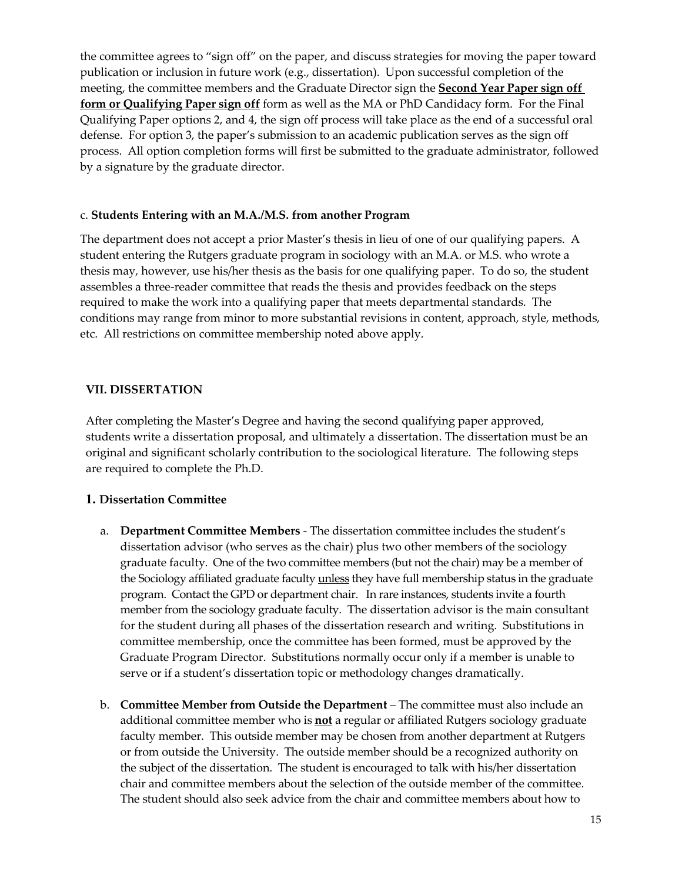the committee agrees to "sign off" on the paper, and discuss strategies for moving the paper toward publication or inclusion in future work (e.g., dissertation). Upon successful completion of the meeting, the committee members and the Graduate Director sign the **Second Year Paper sign off form or Qualifying Paper sign off** form as well as the MA or PhD Candidacy form. For the Final Qualifying Paper options 2, and 4, the sign off process will take place as the end of a successful oral defense. For option 3, the paper's submission to an academic publication serves as the sign off process. All option completion forms will first be submitted to the graduate administrator, followed by a signature by the graduate director.

c. **Students Entering with an M.A./M.S. from another Program**

The department does not accept a prior Master's thesis in lieu of one of our qualifying papers. A student entering the Rutgers graduate program in sociology with an M.A. or M.S. who wrote a thesis may, however, use his/her thesis as the basis for one qualifying paper. To do so, the student assembles a three-reader committee that reads the thesis and provides feedback on the steps required to make the work into a qualifying paper that meets departmental standards. The conditions may range from minor to more substantial revisions in content, approach, style, methods, etc. All restrictions on committee membership noted above apply.

## VII. DISSERTATION

After completing the Master's Degree and having the second qualifying paper approved, students write a dissertation proposal, and ultimately a dissertation. The dissertation must be an original and significant scholarly contribution to the sociological literature. The following steps are required to complete the Ph.D.

### 1. Dissertation Committee

a. **Department Committee Members** - The dissertation committee includes the student's dissertation advisor (who serves as the chair) plus two other members of the sociology graduate faculty. One of the two committee members (but not the chair) may be a member of the Sociology affiliated graduate faculty unless they have full membership status in the graduate program. Contact the GPD or department chair. In rare instances, students invite a fourth member from the sociology graduate faculty. The dissertation advisor is the main consultant for the student during all phases of the dissertation research and writing. Substitutions in committee membership, once the committee has been formed, must be approved by the Graduate Program Director. Substitutions normally occur only if a member is unable to serve or if a student's dissertation topic or methodology changes dramatically.

b. **Committee Member from Outside the Department** – The committee must also include an additional committee member who is **not** a regular or affiliated Rutgers sociology graduate faculty member. This outside member may be chosen from another department at Rutgers or from outside the University. The outside member should be a recognized authority on the subject of the dissertation. The student is encouraged to talk with his/her dissertation chair and committee members about the selection of the outside member of the committee. The student should also seek advice from the chair and committee members about how to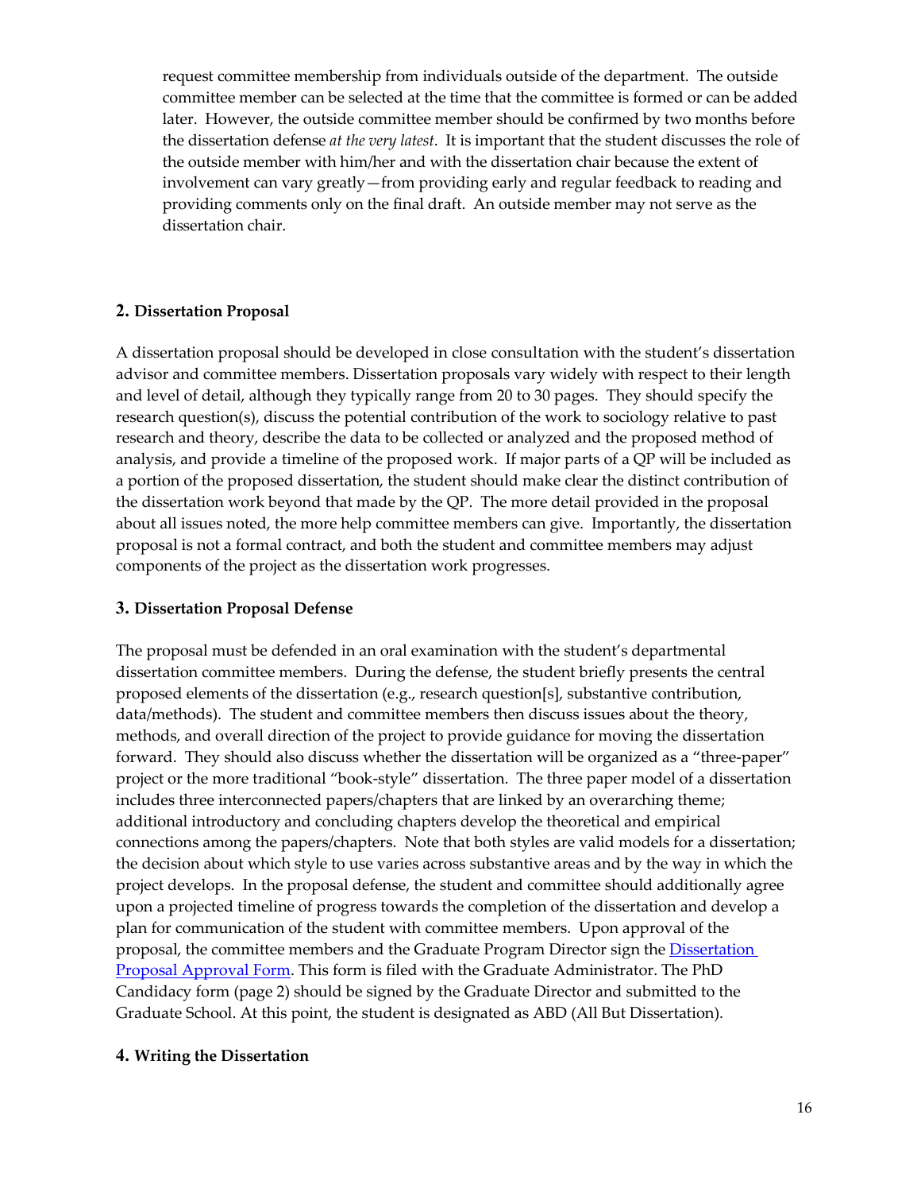request committee membership from individuals outside of the department. The outside committee member can be selected at the time that the committee is formed or can be added later. However, the outside committee member should be confirmed by two months before the dissertation defense *at the very latest*. It is important that the student discusses the role of the outside member with him/her and with the dissertation chair because the extent of involvement can vary greatly—from providing early and regular feedback to reading and providing comments only on the final draft. An outside member may not serve as the dissertation chair.

### 2. Dissertation Proposal

A dissertation proposal should be developed in close consultation with the student's dissertation advisor and committee members. Dissertation proposals vary widely with respect to their length and level of detail, although they typically range from 20 to 30 pages. They should specify the research question(s), discuss the potential contribution of the work to sociology relative to past research and theory, describe the data to be collected or analyzed and the proposed method of analysis, and provide a timeline of the proposed work. If major parts of a QP will be included as a portion of the proposed dissertation, the student should make clear the distinct contribution of the dissertation work beyond that made by the QP. The more detail provided in the proposal about all issues noted, the more help committee members can give. Importantly, the dissertation proposal is not a formal contract, and both the student and committee members may adjust components of the project as the dissertation work progresses.

### 3. Dissertation Proposal Defense

The proposal must be defended in an oral examination with the student's departmental dissertation committee members. During the defense, the student briefly presents the central proposed elements of the dissertation (e.g., research question[s], substantive contribution, data/methods). The student and committee members then discuss issues about the theory, methods, and overall direction of the project to provide guidance for moving the dissertation forward. They should also discuss whether the dissertation will be organized as a "three-paper" project or the more traditional "book-style" dissertation. The three paper model of a dissertation includes three interconnected papers/chapters that are linked by an overarching theme; additional introductory and concluding chapters develop the theoretical and empirical connections among the papers/chapters. Note that both styles are valid models for a dissertation; the decision about which style to use varies across substantive areas and by the way in which the project develops. In the proposal defense, the student and committee should additionally agree upon a projected timeline of progress towards the completion of the dissertation and develop a plan for communication of the student with committee members. Upon approval of the proposal, the committee members and the Graduate Program Director sign the [Dissertation Proposal Approval Form](). This form is filed with the Graduate Administrator. The PhD Candidacy form (page 2) should be signed by the Graduate Director and submitted to the Graduate School. At this point, the student is designated as ABD (All But Dissertation).

### 4. Writing the Dissertation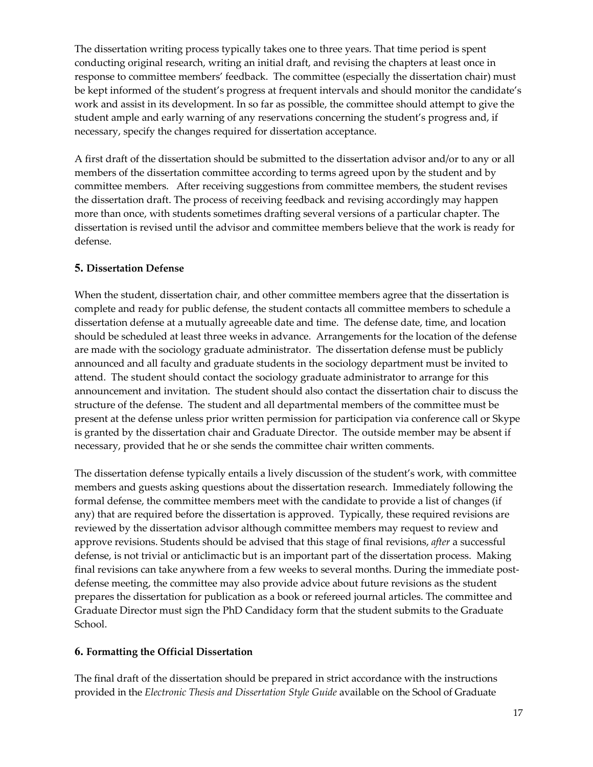The dissertation writing process typically takes one to three years. That time period is spent conducting original research, writing an initial draft, and revising the chapters at least once in response to committee members' feedback. The committee (especially the dissertation chair) must be kept informed of the student's progress at frequent intervals and should monitor the candidate's work and assist in its development. In so far as possible, the committee should attempt to give the student ample and early warning of any reservations concerning the student's progress and, if necessary, specify the changes required for dissertation acceptance.

A first draft of the dissertation should be submitted to the dissertation advisor and/or to any or all members of the dissertation committee according to terms agreed upon by the student and by committee members. After receiving suggestions from committee members, the student revises the dissertation draft. The process of receiving feedback and revising accordingly may happen more than once, with students sometimes drafting several versions of a particular chapter. The dissertation is revised until the advisor and committee members believe that the work is ready for defense.

### 5. Dissertation Defense

When the student, dissertation chair, and other committee members agree that the dissertation is complete and ready for public defense, the student contacts all committee members to schedule a dissertation defense at a mutually agreeable date and time. The defense date, time, and location should be scheduled at least three weeks in advance. Arrangements for the location of the defense are made with the sociology graduate administrator. The dissertation defense must be publicly announced and all faculty and graduate students in the sociology department must be invited to attend. The student should contact the sociology graduate administrator to arrange for this announcement and invitation. The student should also contact the dissertation chair to discuss the structure of the defense. The student and all departmental members of the committee must be present at the defense unless prior written permission for participation via conference call or Skype is granted by the dissertation chair and Graduate Director. The outside member may be absent if necessary, provided that he or she sends the committee chair written comments.

The dissertation defense typically entails a lively discussion of the student's work, with committee members and guests asking questions about the dissertation research. Immediately following the formal defense, the committee members meet with the candidate to provide a list of changes (if any) that are required before the dissertation is approved. Typically, these required revisions are reviewed by the dissertation advisor although committee members may request to review and approve revisions. Students should be advised that this stage of final revisions, *after* a successful defense, is not trivial or anticlimactic but is an important part of the dissertation process. Making final revisions can take anywhere from a few weeks to several months. During the immediate post-defense meeting, the committee may also provide advice about future revisions as the student prepares the dissertation for publication as a book or refereed journal articles. The committee and Graduate Director must sign the PhD Candidacy form that the student submits to the Graduate School.

### 6. Formatting the Official Dissertation

The final draft of the dissertation should be prepared in strict accordance with the instructions provided in the *Electronic Thesis and Dissertation Style Guide* available on the School of Graduate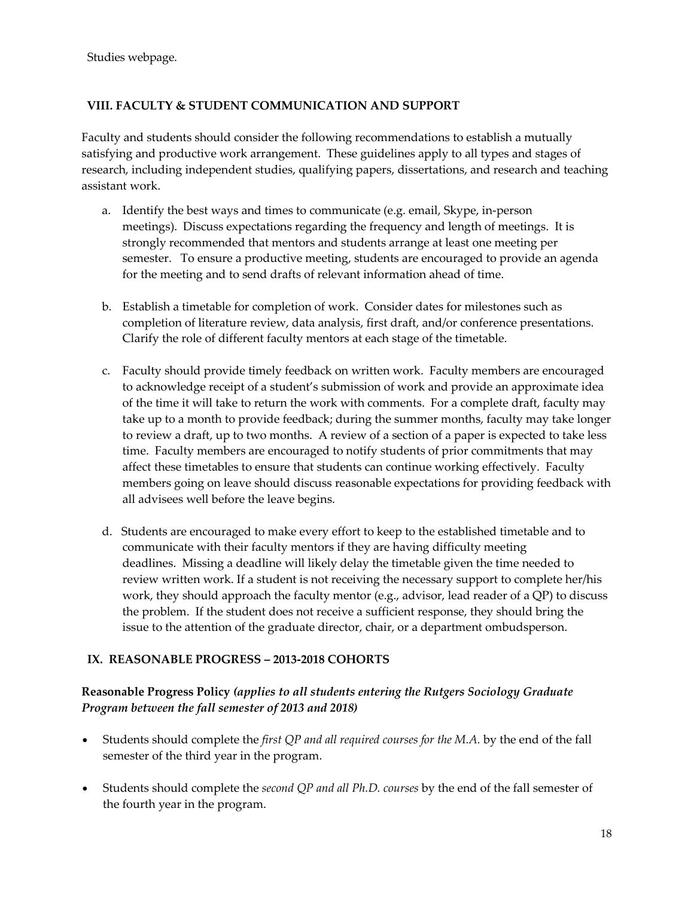Studies webpage.

## VIII. FACULTY & STUDENT COMMUNICATION AND SUPPORT

Faculty and students should consider the following recommendations to establish a mutually satisfying and productive work arrangement. These guidelines apply to all types and stages of research, including independent studies, qualifying papers, dissertations, and research and teaching assistant work.

a. Identify the best ways and times to communicate (e.g. email, Skype, in-person meetings). Discuss expectations regarding the frequency and length of meetings. It is strongly recommended that mentors and students arrange at least one meeting per semester. To ensure a productive meeting, students are encouraged to provide an agenda for the meeting and to send drafts of relevant information ahead of time.

b. Establish a timetable for completion of work. Consider dates for milestones such as completion of literature review, data analysis, first draft, and/or conference presentations. Clarify the role of different faculty mentors at each stage of the timetable.

c. Faculty should provide timely feedback on written work. Faculty members are encouraged to acknowledge receipt of a student's submission of work and provide an approximate idea of the time it will take to return the work with comments. For a complete draft, faculty may take up to a month to provide feedback; during the summer months, faculty may take longer to review a draft, up to two months. A review of a section of a paper is expected to take less time. Faculty members are encouraged to notify students of prior commitments that may affect these timetables to ensure that students can continue working effectively. Faculty members going on leave should discuss reasonable expectations for providing feedback with all advisees well before the leave begins.

d. Students are encouraged to make every effort to keep to the established timetable and to communicate with their faculty mentors if they are having difficulty meeting deadlines. Missing a deadline will likely delay the timetable given the time needed to review written work. If a student is not receiving the necessary support to complete her/his work, they should approach the faculty mentor (e.g., advisor, lead reader of a QP) to discuss the problem. If the student does not receive a sufficient response, they should bring the issue to the attention of the graduate director, chair, or a department ombudsperson.

## IX. REASONABLE PROGRESS – 2013-2018 COHORTS

**Reasonable Progress Policy** ***(applies to all students entering the Rutgers Sociology Graduate Program between the fall semester of 2013 and 2018)***

- Students should complete the *first QP and all required courses for the M.A.* by the end of the fall semester of the third year in the program.
- Students should complete the *second QP and all Ph.D. courses* by the end of the fall semester of the fourth year in the program.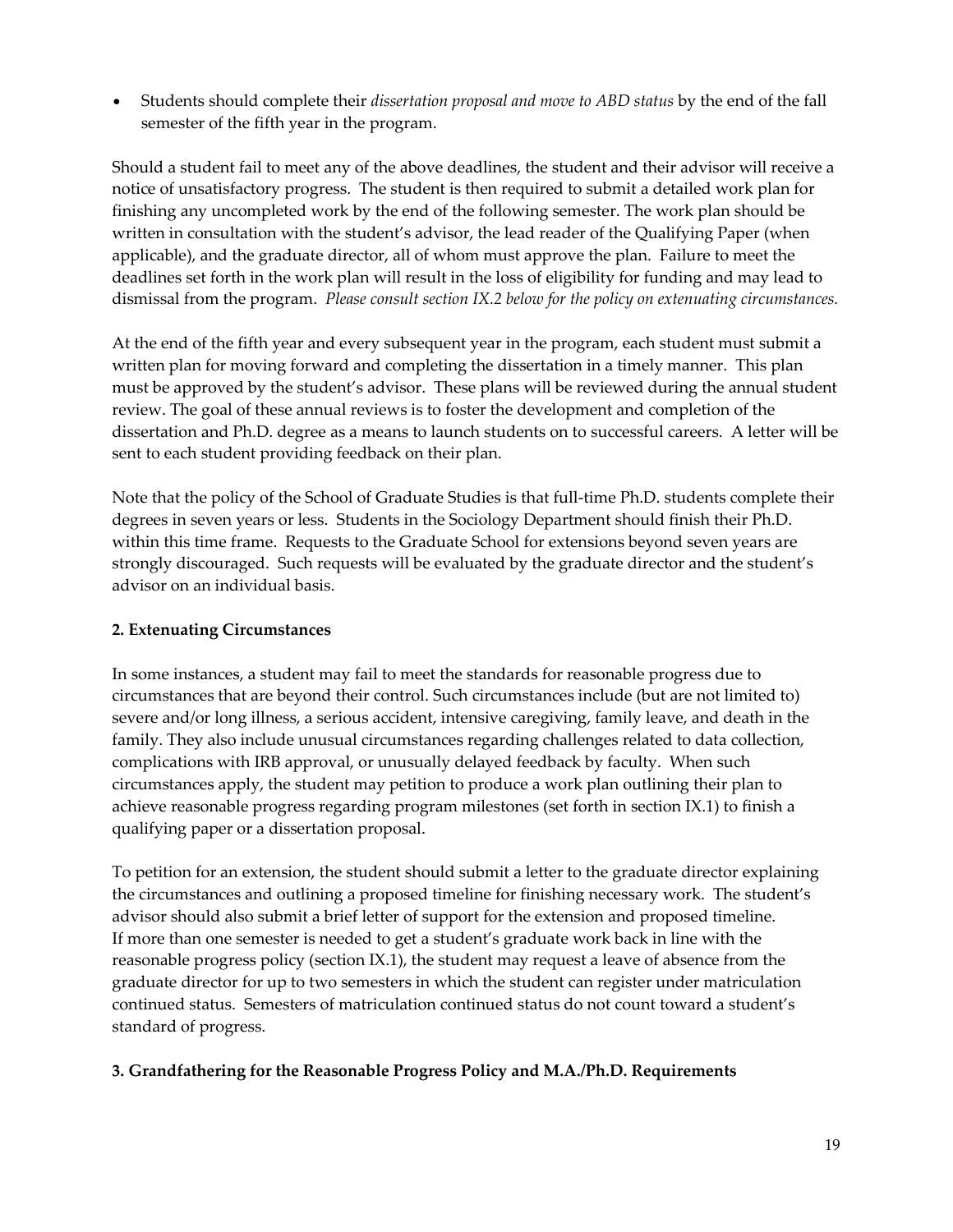- Students should complete their *dissertation proposal and move to ABD status* by the end of the fall semester of the fifth year in the program.

Should a student fail to meet any of the above deadlines, the student and their advisor will receive a notice of unsatisfactory progress. The student is then required to submit a detailed work plan for finishing any uncompleted work by the end of the following semester. The work plan should be written in consultation with the student's advisor, the lead reader of the Qualifying Paper (when applicable), and the graduate director, all of whom must approve the plan. Failure to meet the deadlines set forth in the work plan will result in the loss of eligibility for funding and may lead to dismissal from the program. *Please consult section IX.2 below for the policy on extenuating circumstances.*

At the end of the fifth year and every subsequent year in the program, each student must submit a written plan for moving forward and completing the dissertation in a timely manner. This plan must be approved by the student's advisor. These plans will be reviewed during the annual student review. The goal of these annual reviews is to foster the development and completion of the dissertation and Ph.D. degree as a means to launch students on to successful careers. A letter will be sent to each student providing feedback on their plan.

Note that the policy of the School of Graduate Studies is that full-time Ph.D. students complete their degrees in seven years or less. Students in the Sociology Department should finish their Ph.D. within this time frame. Requests to the Graduate School for extensions beyond seven years are strongly discouraged. Such requests will be evaluated by the graduate director and the student's advisor on an individual basis.

### 2. Extenuating Circumstances

In some instances, a student may fail to meet the standards for reasonable progress due to circumstances that are beyond their control. Such circumstances include (but are not limited to) severe and/or long illness, a serious accident, intensive caregiving, family leave, and death in the family. They also include unusual circumstances regarding challenges related to data collection, complications with IRB approval, or unusually delayed feedback by faculty. When such circumstances apply, the student may petition to produce a work plan outlining their plan to achieve reasonable progress regarding program milestones (set forth in section IX.1) to finish a qualifying paper or a dissertation proposal.

To petition for an extension, the student should submit a letter to the graduate director explaining the circumstances and outlining a proposed timeline for finishing necessary work. The student's advisor should also submit a brief letter of support for the extension and proposed timeline. If more than one semester is needed to get a student's graduate work back in line with the reasonable progress policy (section IX.1), the student may request a leave of absence from the graduate director for up to two semesters in which the student can register under matriculation continued status. Semesters of matriculation continued status do not count toward a student's standard of progress.

### 3. Grandfathering for the Reasonable Progress Policy and M.A./Ph.D. Requirements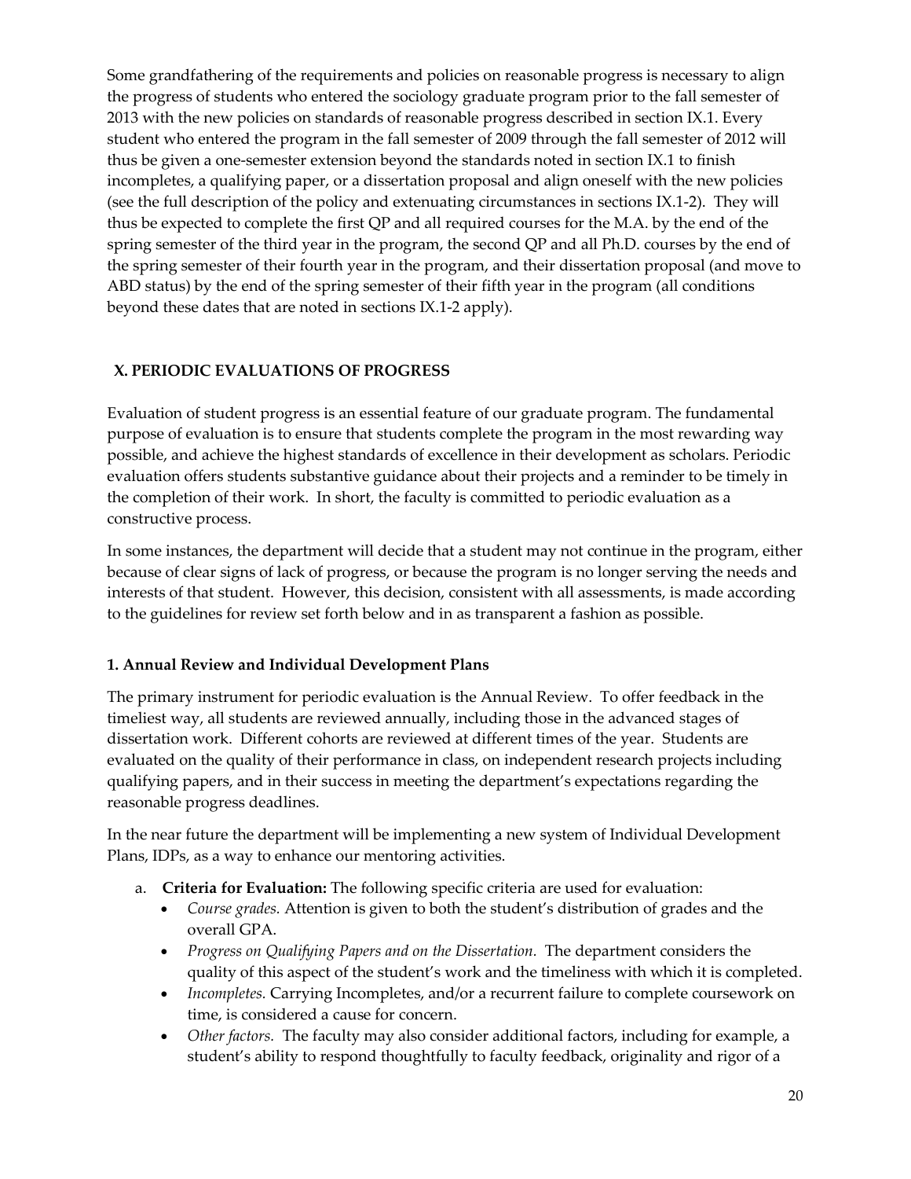Some grandfathering of the requirements and policies on reasonable progress is necessary to align the progress of students who entered the sociology graduate program prior to the fall semester of 2013 with the new policies on standards of reasonable progress described in section IX.1. Every student who entered the program in the fall semester of 2009 through the fall semester of 2012 will thus be given a one-semester extension beyond the standards noted in section IX.1 to finish incompletes, a qualifying paper, or a dissertation proposal and align oneself with the new policies (see the full description of the policy and extenuating circumstances in sections IX.1-2). They will thus be expected to complete the first QP and all required courses for the M.A. by the end of the spring semester of the third year in the program, the second QP and all Ph.D. courses by the end of the spring semester of their fourth year in the program, and their dissertation proposal (and move to ABD status) by the end of the spring semester of their fifth year in the program (all conditions beyond these dates that are noted in sections IX.1-2 apply).

## X. PERIODIC EVALUATIONS OF PROGRESS

Evaluation of student progress is an essential feature of our graduate program. The fundamental purpose of evaluation is to ensure that students complete the program in the most rewarding way possible, and achieve the highest standards of excellence in their development as scholars. Periodic evaluation offers students substantive guidance about their projects and a reminder to be timely in the completion of their work. In short, the faculty is committed to periodic evaluation as a constructive process.

In some instances, the department will decide that a student may not continue in the program, either because of clear signs of lack of progress, or because the program is no longer serving the needs and interests of that student. However, this decision, consistent with all assessments, is made according to the guidelines for review set forth below and in as transparent a fashion as possible.

### 1. Annual Review and Individual Development Plans

The primary instrument for periodic evaluation is the Annual Review. To offer feedback in the timeliest way, all students are reviewed annually, including those in the advanced stages of dissertation work. Different cohorts are reviewed at different times of the year. Students are evaluated on the quality of their performance in class, on independent research projects including qualifying papers, and in their success in meeting the department's expectations regarding the reasonable progress deadlines.

In the near future the department will be implementing a new system of Individual Development Plans, IDPs, as a way to enhance our mentoring activities.

a. **Criteria for Evaluation:** The following specific criteria are used for evaluation:
   - *Course grades.* Attention is given to both the student's distribution of grades and the overall GPA.
   - *Progress on Qualifying Papers and on the Dissertation.* The department considers the quality of this aspect of the student's work and the timeliness with which it is completed.
   - *Incompletes.* Carrying Incompletes, and/or a recurrent failure to complete coursework on time, is considered a cause for concern.
   - *Other factors.* The faculty may also consider additional factors, including for example, a student's ability to respond thoughtfully to faculty feedback, originality and rigor of a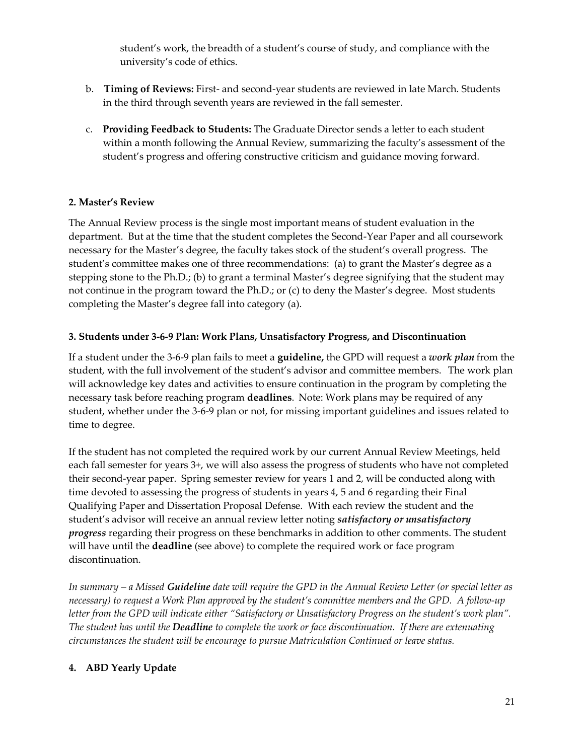student's work, the breadth of a student's course of study, and compliance with the university's code of ethics.

b. **Timing of Reviews:** First- and second-year students are reviewed in late March. Students in the third through seventh years are reviewed in the fall semester.

c. **Providing Feedback to Students:** The Graduate Director sends a letter to each student within a month following the Annual Review, summarizing the faculty's assessment of the student's progress and offering constructive criticism and guidance moving forward.

### 2. Master's Review

The Annual Review process is the single most important means of student evaluation in the department. But at the time that the student completes the Second-Year Paper and all coursework necessary for the Master's degree, the faculty takes stock of the student's overall progress. The student's committee makes one of three recommendations: (a) to grant the Master's degree as a stepping stone to the Ph.D.; (b) to grant a terminal Master's degree signifying that the student may not continue in the program toward the Ph.D.; or (c) to deny the Master's degree. Most students completing the Master's degree fall into category (a).

### 3. Students under 3-6-9 Plan: Work Plans, Unsatisfactory Progress, and Discontinuation

If a student under the 3-6-9 plan fails to meet a **guideline,** the GPD will request a ***work plan*** from the student, with the full involvement of the student's advisor and committee members. The work plan will acknowledge key dates and activities to ensure continuation in the program by completing the necessary task before reaching program **deadlines**. Note: Work plans may be required of any student, whether under the 3-6-9 plan or not, for missing important guidelines and issues related to time to degree.

If the student has not completed the required work by our current Annual Review Meetings, held each fall semester for years 3+, we will also assess the progress of students who have not completed their second-year paper. Spring semester review for years 1 and 2, will be conducted along with time devoted to assessing the progress of students in years 4, 5 and 6 regarding their Final Qualifying Paper and Dissertation Proposal Defense. With each review the student and the student's advisor will receive an annual review letter noting ***satisfactory or unsatisfactory progress*** regarding their progress on these benchmarks in addition to other comments. The student will have until the **deadline** (see above) to complete the required work or face program discontinuation.

*In summary – a Missed **Guideline** date will require the GPD in the Annual Review Letter (or special letter as necessary) to request a Work Plan approved by the student's committee members and the GPD. A follow-up letter from the GPD will indicate either "Satisfactory or Unsatisfactory Progress on the student's work plan". The student has until the **Deadline** to complete the work or face discontinuation. If there are extenuating circumstances the student will be encourage to pursue Matriculation Continued or leave status.*

### 4. ABD Yearly Update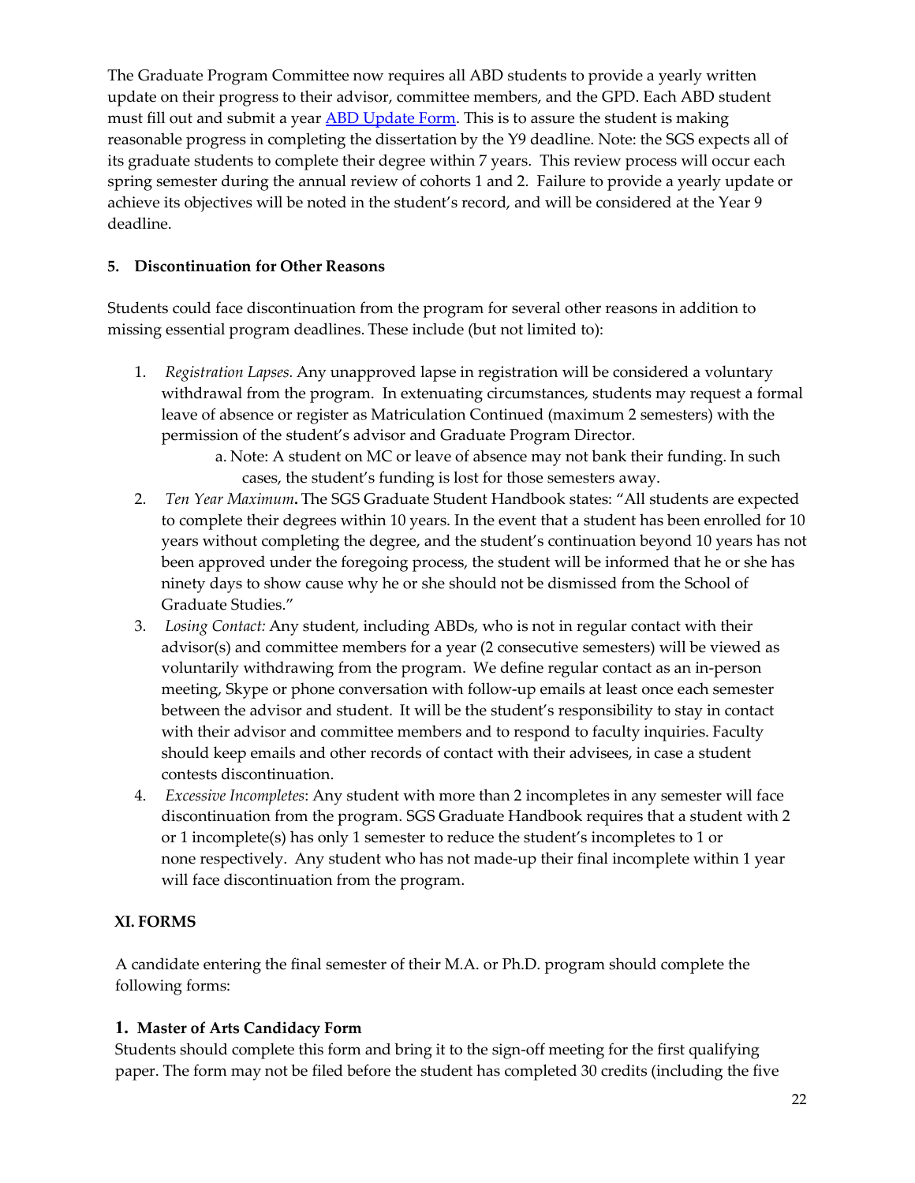The Graduate Program Committee now requires all ABD students to provide a yearly written update on their progress to their advisor, committee members, and the GPD. Each ABD student must fill out and submit a year ABD Update Form. This is to assure the student is making reasonable progress in completing the dissertation by the Y9 deadline. Note: the SGS expects all of its graduate students to complete their degree within 7 years. This review process will occur each spring semester during the annual review of cohorts 1 and 2. Failure to provide a yearly update or achieve its objectives will be noted in the student's record, and will be considered at the Year 9 deadline.

### 5. Discontinuation for Other Reasons

Students could face discontinuation from the program for several other reasons in addition to missing essential program deadlines. These include (but not limited to):

1. *Registration Lapses.* Any unapproved lapse in registration will be considered a voluntary withdrawal from the program. In extenuating circumstances, students may request a formal leave of absence or register as Matriculation Continued (maximum 2 semesters) with the permission of the student's advisor and Graduate Program Director.
   a. Note: A student on MC or leave of absence may not bank their funding. In such cases, the student's funding is lost for those semesters away.
2. *Ten Year Maximum*. The SGS Graduate Student Handbook states: "All students are expected to complete their degrees within 10 years. In the event that a student has been enrolled for 10 years without completing the degree, and the student's continuation beyond 10 years has not been approved under the foregoing process, the student will be informed that he or she has ninety days to show cause why he or she should not be dismissed from the School of Graduate Studies."
3. *Losing Contact:* Any student, including ABDs, who is not in regular contact with their advisor(s) and committee members for a year (2 consecutive semesters) will be viewed as voluntarily withdrawing from the program. We define regular contact as an in-person meeting, Skype or phone conversation with follow-up emails at least once each semester between the advisor and student. It will be the student's responsibility to stay in contact with their advisor and committee members and to respond to faculty inquiries. Faculty should keep emails and other records of contact with their advisees, in case a student contests discontinuation.
4. *Excessive Incompletes*: Any student with more than 2 incompletes in any semester will face discontinuation from the program. SGS Graduate Handbook requires that a student with 2 or 1 incomplete(s) has only 1 semester to reduce the student's incompletes to 1 or none respectively. Any student who has not made-up their final incomplete within 1 year will face discontinuation from the program.

## XI. FORMS

A candidate entering the final semester of their M.A. or Ph.D. program should complete the following forms:

### 1. Master of Arts Candidacy Form

Students should complete this form and bring it to the sign-off meeting for the first qualifying paper. The form may not be filed before the student has completed 30 credits (including the five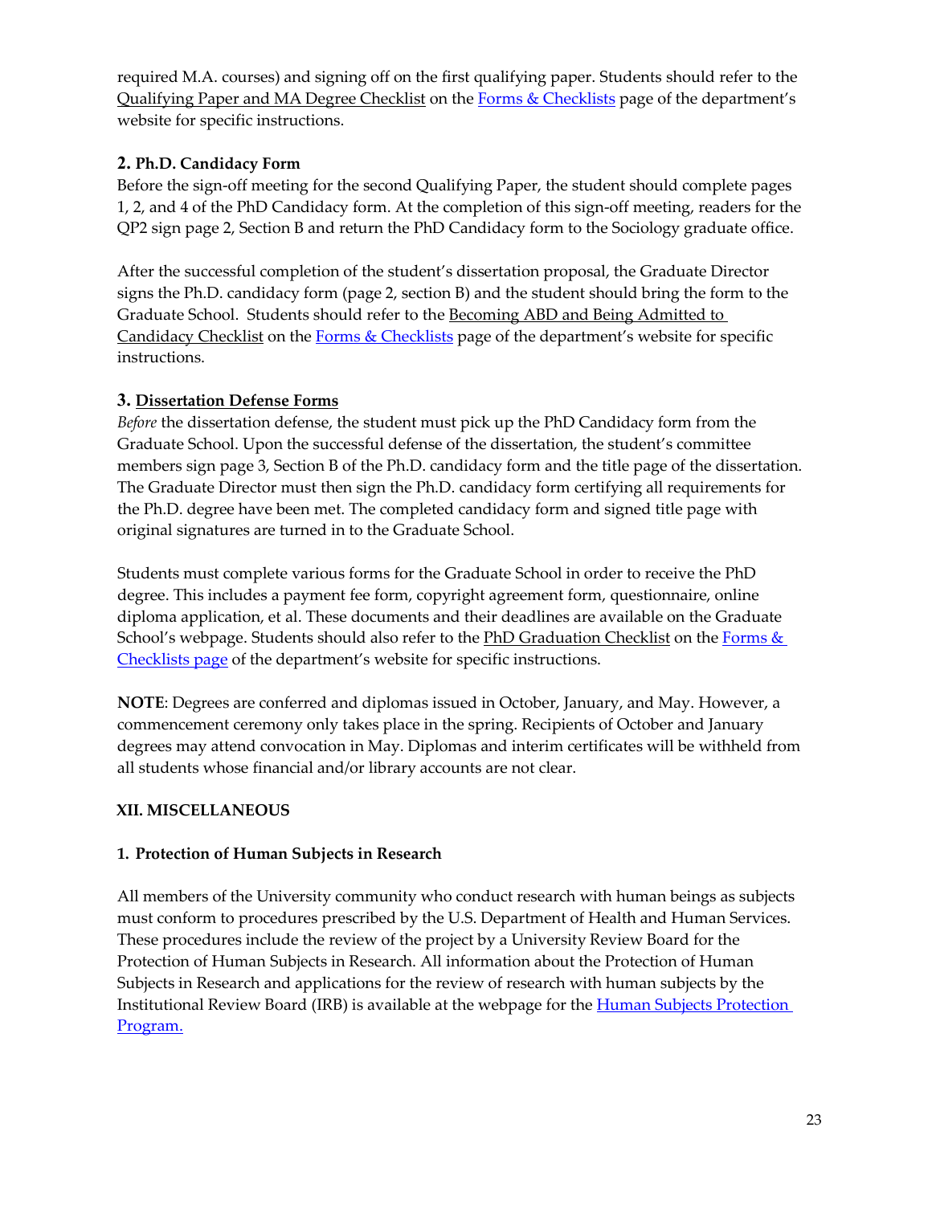required M.A. courses) and signing off on the first qualifying paper. Students should refer to the Qualifying Paper and MA Degree Checklist on the [Forms & Checklists](#) page of the department's website for specific instructions.

### 2. Ph.D. Candidacy Form

Before the sign-off meeting for the second Qualifying Paper, the student should complete pages 1, 2, and 4 of the PhD Candidacy form. At the completion of this sign-off meeting, readers for the QP2 sign page 2, Section B and return the PhD Candidacy form to the Sociology graduate office.

After the successful completion of the student's dissertation proposal, the Graduate Director signs the Ph.D. candidacy form (page 2, section B) and the student should bring the form to the Graduate School. Students should refer to the Becoming ABD and Being Admitted to Candidacy Checklist on the [Forms & Checklists](#) page of the department's website for specific instructions.

### 3. Dissertation Defense Forms

*Before* the dissertation defense, the student must pick up the PhD Candidacy form from the Graduate School. Upon the successful defense of the dissertation, the student's committee members sign page 3, Section B of the Ph.D. candidacy form and the title page of the dissertation. The Graduate Director must then sign the Ph.D. candidacy form certifying all requirements for the Ph.D. degree have been met. The completed candidacy form and signed title page with original signatures are turned in to the Graduate School.

Students must complete various forms for the Graduate School in order to receive the PhD degree. This includes a payment fee form, copyright agreement form, questionnaire, online diploma application, et al. These documents and their deadlines are available on the Graduate School's webpage. Students should also refer to the PhD Graduation Checklist on the [Forms & Checklists page](#) of the department's website for specific instructions.

**NOTE**: Degrees are conferred and diplomas issued in October, January, and May. However, a commencement ceremony only takes place in the spring. Recipients of October and January degrees may attend convocation in May. Diplomas and interim certificates will be withheld from all students whose financial and/or library accounts are not clear.

## XII. MISCELLANEOUS

### 1. Protection of Human Subjects in Research

All members of the University community who conduct research with human beings as subjects must conform to procedures prescribed by the U.S. Department of Health and Human Services. These procedures include the review of the project by a University Review Board for the Protection of Human Subjects in Research. All information about the Protection of Human Subjects in Research and applications for the review of research with human subjects by the Institutional Review Board (IRB) is available at the webpage for the [Human Subjects Protection Program.](#)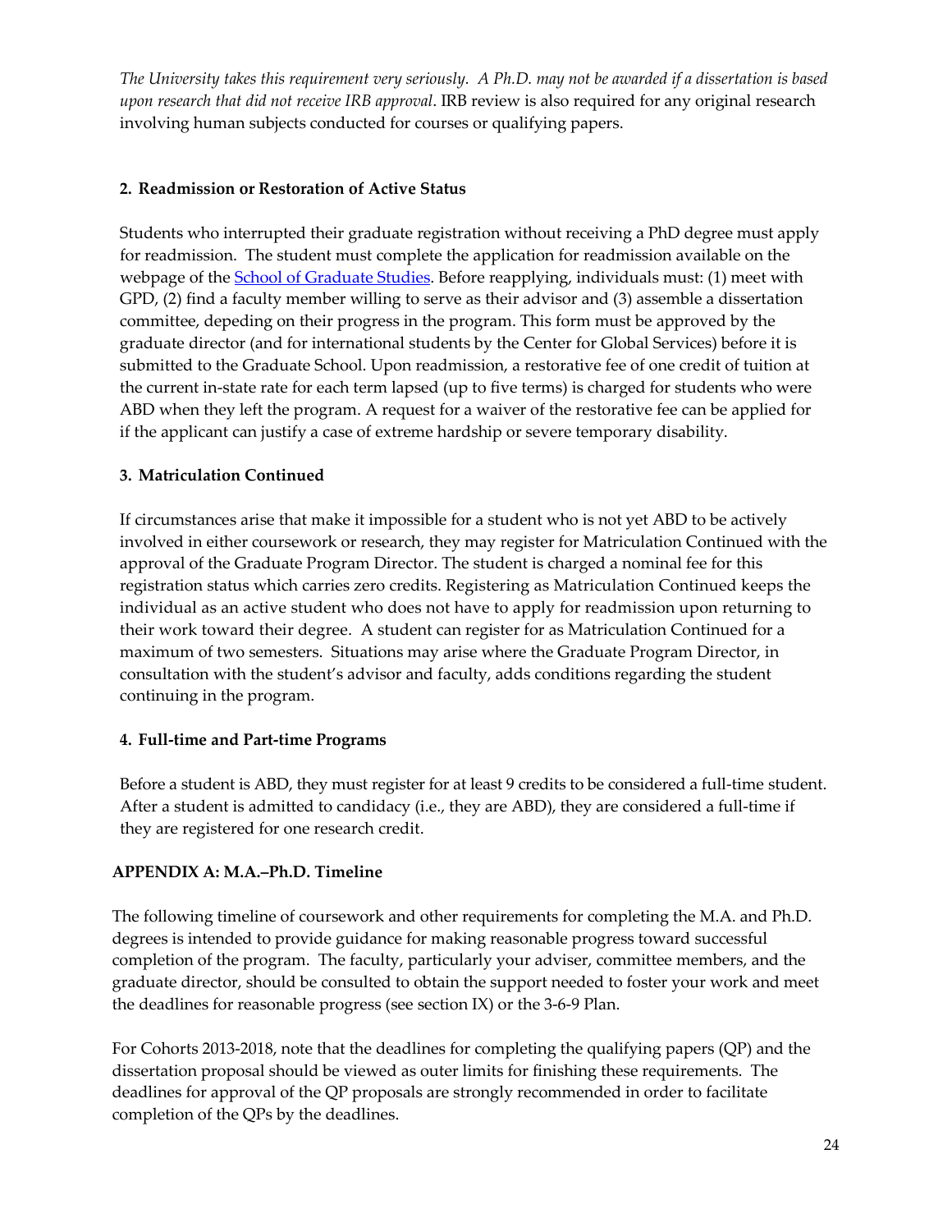*The University takes this requirement very seriously. A Ph.D. may not be awarded if a dissertation is based upon research that did not receive IRB approval*. IRB review is also required for any original research involving human subjects conducted for courses or qualifying papers.

### 2. Readmission or Restoration of Active Status

Students who interrupted their graduate registration without receiving a PhD degree must apply for readmission. The student must complete the application for readmission available on the webpage of the School of Graduate Studies. Before reapplying, individuals must: (1) meet with GPD, (2) find a faculty member willing to serve as their advisor and (3) assemble a dissertation committee, depeding on their progress in the program. This form must be approved by the graduate director (and for international students by the Center for Global Services) before it is submitted to the Graduate School. Upon readmission, a restorative fee of one credit of tuition at the current in-state rate for each term lapsed (up to five terms) is charged for students who were ABD when they left the program. A request for a waiver of the restorative fee can be applied for if the applicant can justify a case of extreme hardship or severe temporary disability.

### 3. Matriculation Continued

If circumstances arise that make it impossible for a student who is not yet ABD to be actively involved in either coursework or research, they may register for Matriculation Continued with the approval of the Graduate Program Director. The student is charged a nominal fee for this registration status which carries zero credits. Registering as Matriculation Continued keeps the individual as an active student who does not have to apply for readmission upon returning to their work toward their degree. A student can register for as Matriculation Continued for a maximum of two semesters. Situations may arise where the Graduate Program Director, in consultation with the student's advisor and faculty, adds conditions regarding the student continuing in the program.

### 4. Full-time and Part-time Programs

Before a student is ABD, they must register for at least 9 credits to be considered a full-time student. After a student is admitted to candidacy (i.e., they are ABD), they are considered a full-time if they are registered for one research credit.

## APPENDIX A: M.A.–Ph.D. Timeline

The following timeline of coursework and other requirements for completing the M.A. and Ph.D. degrees is intended to provide guidance for making reasonable progress toward successful completion of the program. The faculty, particularly your adviser, committee members, and the graduate director, should be consulted to obtain the support needed to foster your work and meet the deadlines for reasonable progress (see section IX) or the 3-6-9 Plan.

For Cohorts 2013-2018, note that the deadlines for completing the qualifying papers (QP) and the dissertation proposal should be viewed as outer limits for finishing these requirements. The deadlines for approval of the QP proposals are strongly recommended in order to facilitate completion of the QPs by the deadlines.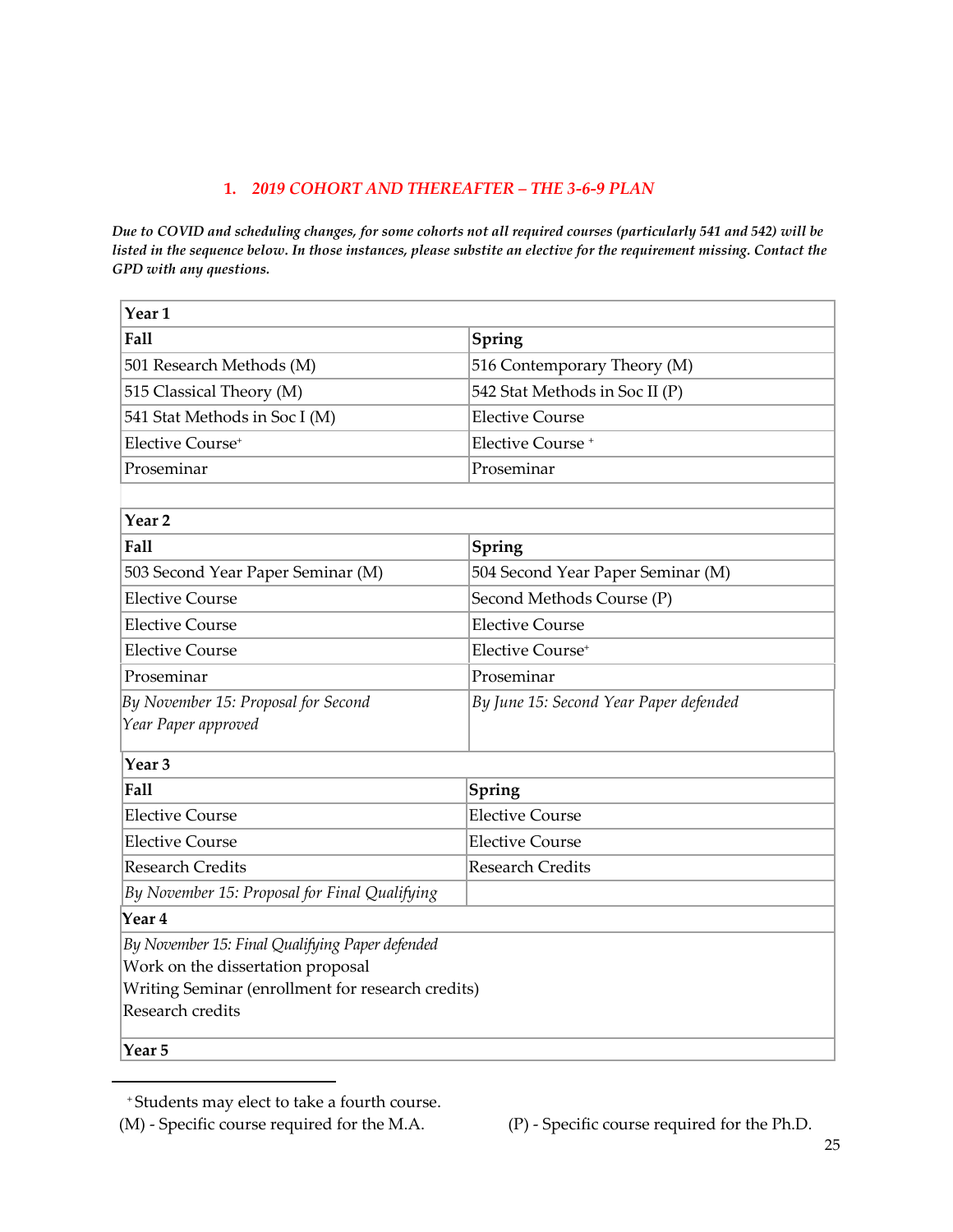## 1. *2019 COHORT AND THEREAFTER – THE 3-6-9 PLAN*

***Due to COVID and scheduling changes, for some cohorts not all required courses (particularly 541 and 542) will be listed in the sequence below. In those instances, please substite an elective for the requirement missing. Contact the GPD with any questions.***

| **Year 1** | |
|---|---|
| **Fall** | **Spring** |
| 501 Research Methods (M) | 516 Contemporary Theory (M) |
| 515 Classical Theory (M) | 542 Stat Methods in Soc II (P) |
| 541 Stat Methods in Soc I (M) | Elective Course |
| Elective Course+ | Elective Course + |
| Proseminar | Proseminar |
| | |
| **Year 2** | |
| **Fall** | **Spring** |
| 503 Second Year Paper Seminar (M) | 504 Second Year Paper Seminar (M) |
| Elective Course | Second Methods Course (P) |
| Elective Course | Elective Course |
| Elective Course | Elective Course+ |
| Proseminar | Proseminar |
| *By November 15: Proposal for Second Year Paper approved* | *By June 15: Second Year Paper defended* |
| **Year 3** | |
| **Fall** | **Spring** |
| Elective Course | Elective Course |
| Elective Course | Elective Course |
| Research Credits | Research Credits |
| *By November 15: Proposal for Final Qualifying* | |
| **Year 4** | |
| *By November 15: Final Qualifying Paper defended*<br>Work on the dissertation proposal<br>Writing Seminar (enrollment for research credits)<br>Research credits | |
| **Year 5** | |

+Students may elect to take a fourth course.

(M) - Specific course required for the M.A. (P) - Specific course required for the Ph.D.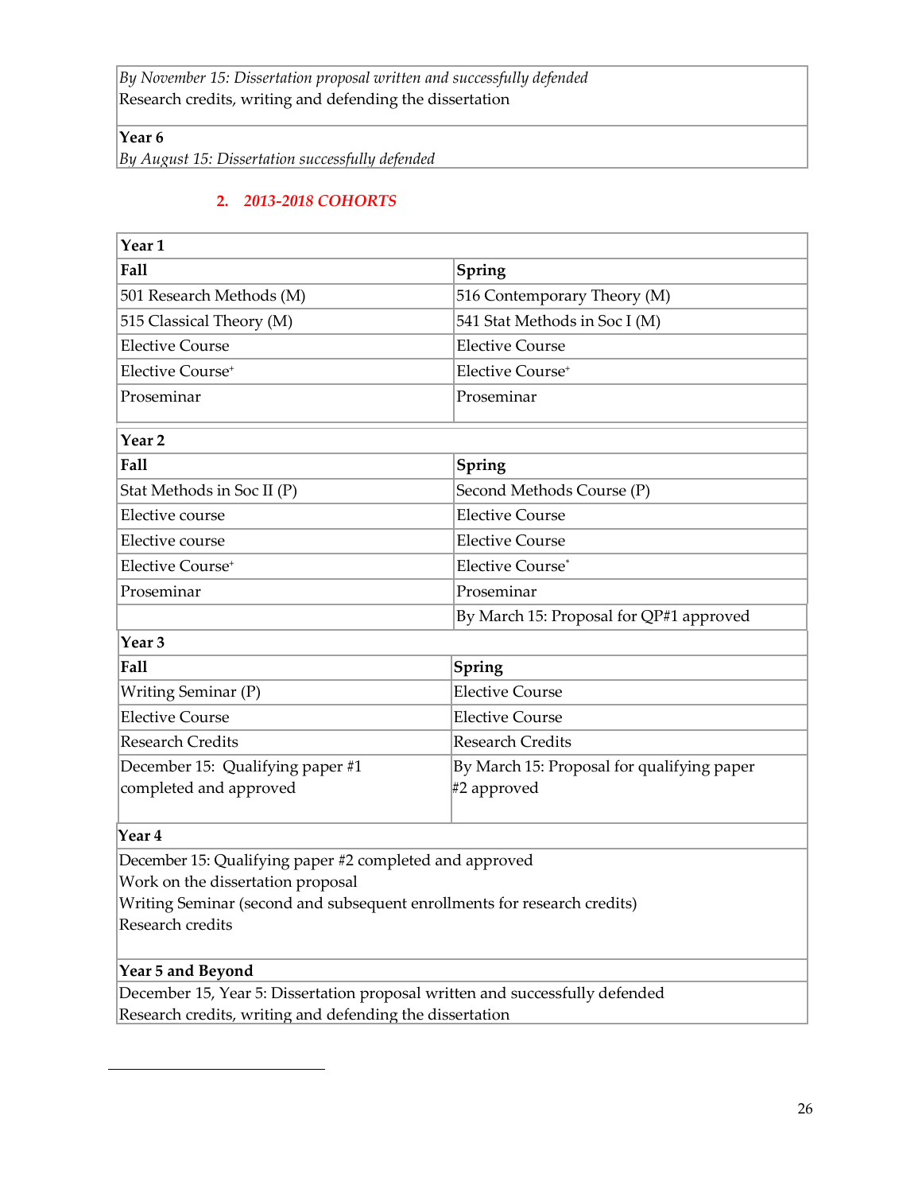| |
|---|
| *By November 15: Dissertation proposal written and successfully defended* <br> Research credits, writing and defending the dissertation |
| **Year 6** <br> *By August 15: Dissertation successfully defended* |

## 2. *2013-2018 COHORTS*

| **Year 1** | |
|---|---|
| **Fall** | **Spring** |
| 501 Research Methods (M) | 516 Contemporary Theory (M) |
| 515 Classical Theory (M) | 541 Stat Methods in Soc I (M) |
| Elective Course | Elective Course |
| Elective Course+ | Elective Course+ |
| Proseminar | Proseminar |
| **Year 2** | |
| **Fall** | **Spring** |
| Stat Methods in Soc II (P) | Second Methods Course (P) |
| Elective course | Elective Course |
| Elective course | Elective Course |
| Elective Course+ | Elective Course* |
| Proseminar | Proseminar |
| | By March 15: Proposal for QP#1 approved |
| **Year 3** | |
| **Fall** | **Spring** |
| Writing Seminar (P) | Elective Course |
| Elective Course | Elective Course |
| Research Credits | Research Credits |
| December 15: Qualifying paper #1 completed and approved | By March 15: Proposal for qualifying paper #2 approved |
| **Year 4** | |
| December 15: Qualifying paper #2 completed and approved <br> Work on the dissertation proposal <br> Writing Seminar (second and subsequent enrollments for research credits) <br> Research credits | |
| **Year 5 and Beyond** | |
| December 15, Year 5: Dissertation proposal written and successfully defended <br> Research credits, writing and defending the dissertation | |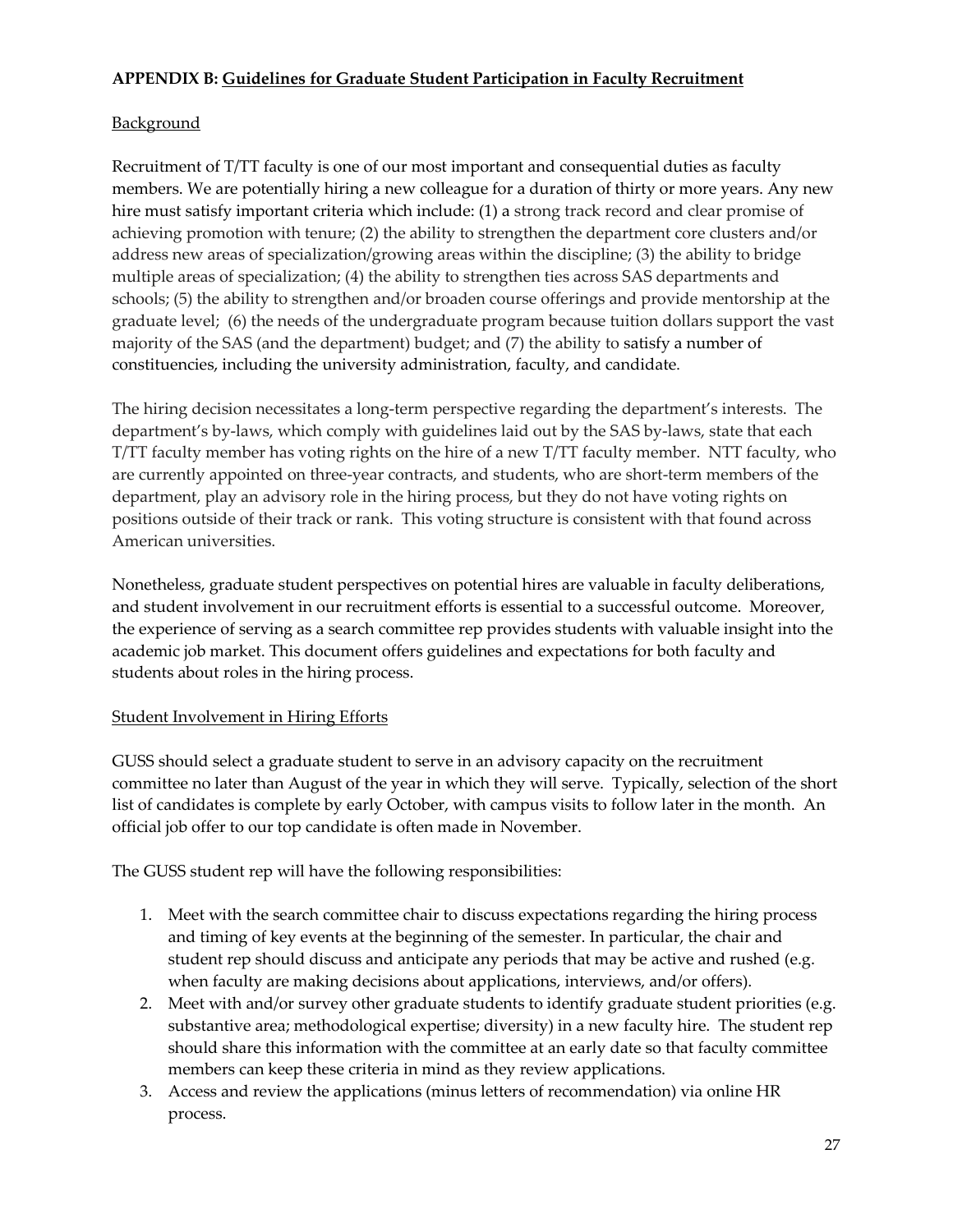**APPENDIX B: Guidelines for Graduate Student Participation in Faculty Recruitment**

Background

Recruitment of T/TT faculty is one of our most important and consequential duties as faculty members. We are potentially hiring a new colleague for a duration of thirty or more years. Any new hire must satisfy important criteria which include: (1) a strong track record and clear promise of achieving promotion with tenure; (2) the ability to strengthen the department core clusters and/or address new areas of specialization/growing areas within the discipline; (3) the ability to bridge multiple areas of specialization; (4) the ability to strengthen ties across SAS departments and schools; (5) the ability to strengthen and/or broaden course offerings and provide mentorship at the graduate level; (6) the needs of the undergraduate program because tuition dollars support the vast majority of the SAS (and the department) budget; and (7) the ability to satisfy a number of constituencies, including the university administration, faculty, and candidate.

The hiring decision necessitates a long-term perspective regarding the department's interests. The department's by-laws, which comply with guidelines laid out by the SAS by-laws, state that each T/TT faculty member has voting rights on the hire of a new T/TT faculty member. NTT faculty, who are currently appointed on three-year contracts, and students, who are short-term members of the department, play an advisory role in the hiring process, but they do not have voting rights on positions outside of their track or rank. This voting structure is consistent with that found across American universities.

Nonetheless, graduate student perspectives on potential hires are valuable in faculty deliberations, and student involvement in our recruitment efforts is essential to a successful outcome. Moreover, the experience of serving as a search committee rep provides students with valuable insight into the academic job market. This document offers guidelines and expectations for both faculty and students about roles in the hiring process.

Student Involvement in Hiring Efforts

GUSS should select a graduate student to serve in an advisory capacity on the recruitment committee no later than August of the year in which they will serve. Typically, selection of the short list of candidates is complete by early October, with campus visits to follow later in the month. An official job offer to our top candidate is often made in November.

The GUSS student rep will have the following responsibilities:

1. Meet with the search committee chair to discuss expectations regarding the hiring process and timing of key events at the beginning of the semester. In particular, the chair and student rep should discuss and anticipate any periods that may be active and rushed (e.g. when faculty are making decisions about applications, interviews, and/or offers).
2. Meet with and/or survey other graduate students to identify graduate student priorities (e.g. substantive area; methodological expertise; diversity) in a new faculty hire. The student rep should share this information with the committee at an early date so that faculty committee members can keep these criteria in mind as they review applications.
3. Access and review the applications (minus letters of recommendation) via online HR process.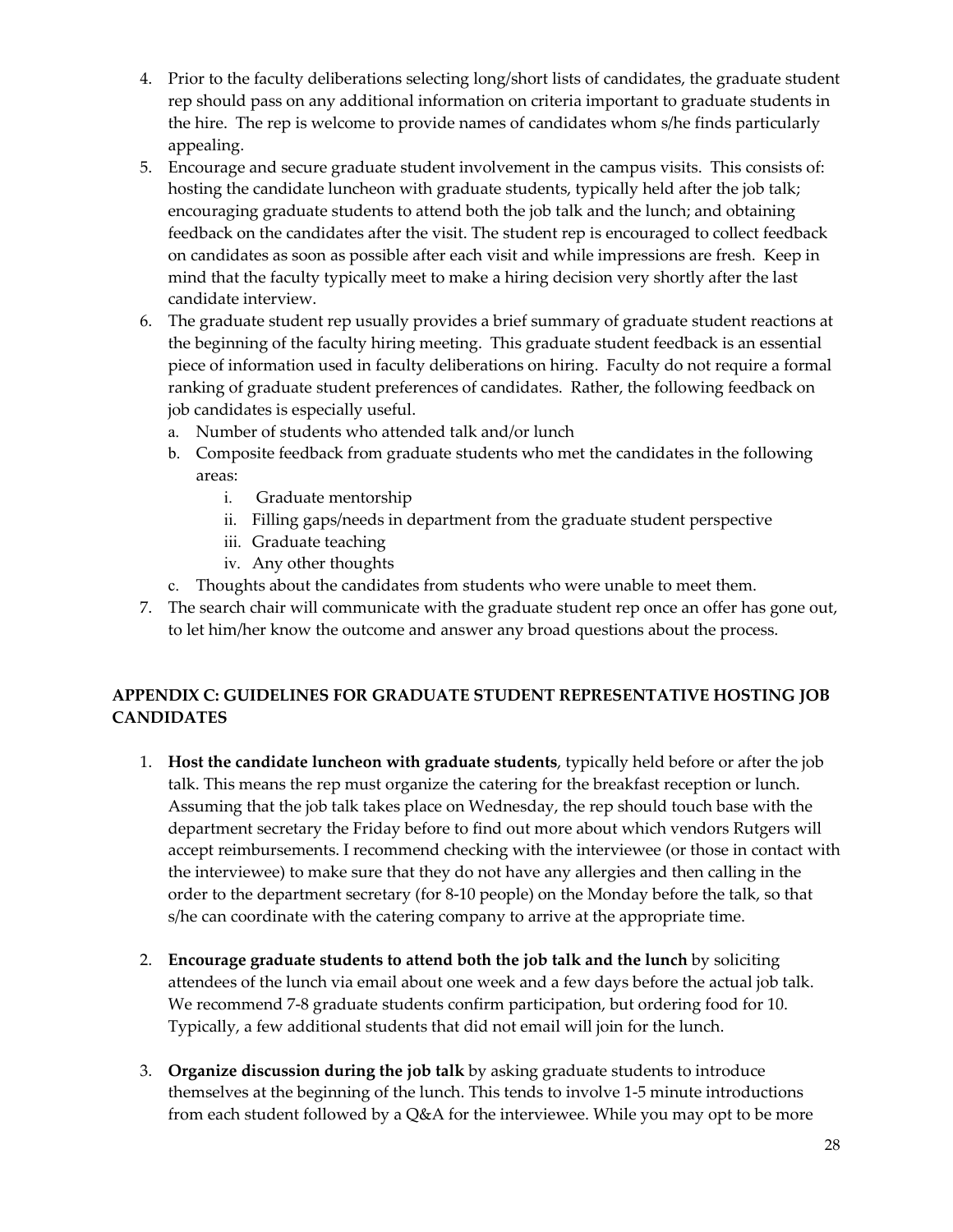4. Prior to the faculty deliberations selecting long/short lists of candidates, the graduate student rep should pass on any additional information on criteria important to graduate students in the hire. The rep is welcome to provide names of candidates whom s/he finds particularly appealing.
5. Encourage and secure graduate student involvement in the campus visits. This consists of: hosting the candidate luncheon with graduate students, typically held after the job talk; encouraging graduate students to attend both the job talk and the lunch; and obtaining feedback on the candidates after the visit. The student rep is encouraged to collect feedback on candidates as soon as possible after each visit and while impressions are fresh. Keep in mind that the faculty typically meet to make a hiring decision very shortly after the last candidate interview.
6. The graduate student rep usually provides a brief summary of graduate student reactions at the beginning of the faculty hiring meeting. This graduate student feedback is an essential piece of information used in faculty deliberations on hiring. Faculty do not require a formal ranking of graduate student preferences of candidates. Rather, the following feedback on job candidates is especially useful.
   a. Number of students who attended talk and/or lunch
   b. Composite feedback from graduate students who met the candidates in the following areas:
      i. Graduate mentorship
      ii. Filling gaps/needs in department from the graduate student perspective
      iii. Graduate teaching
      iv. Any other thoughts
   c. Thoughts about the candidates from students who were unable to meet them.
7. The search chair will communicate with the graduate student rep once an offer has gone out, to let him/her know the outcome and answer any broad questions about the process.

## APPENDIX C: GUIDELINES FOR GRADUATE STUDENT REPRESENTATIVE HOSTING JOB CANDIDATES

1. **Host the candidate luncheon with graduate students**, typically held before or after the job talk. This means the rep must organize the catering for the breakfast reception or lunch. Assuming that the job talk takes place on Wednesday, the rep should touch base with the department secretary the Friday before to find out more about which vendors Rutgers will accept reimbursements. I recommend checking with the interviewee (or those in contact with the interviewee) to make sure that they do not have any allergies and then calling in the order to the department secretary (for 8-10 people) on the Monday before the talk, so that s/he can coordinate with the catering company to arrive at the appropriate time.

2. **Encourage graduate students to attend both the job talk and the lunch** by soliciting attendees of the lunch via email about one week and a few days before the actual job talk. We recommend 7-8 graduate students confirm participation, but ordering food for 10. Typically, a few additional students that did not email will join for the lunch.

3. **Organize discussion during the job talk** by asking graduate students to introduce themselves at the beginning of the lunch. This tends to involve 1-5 minute introductions from each student followed by a Q&A for the interviewee. While you may opt to be more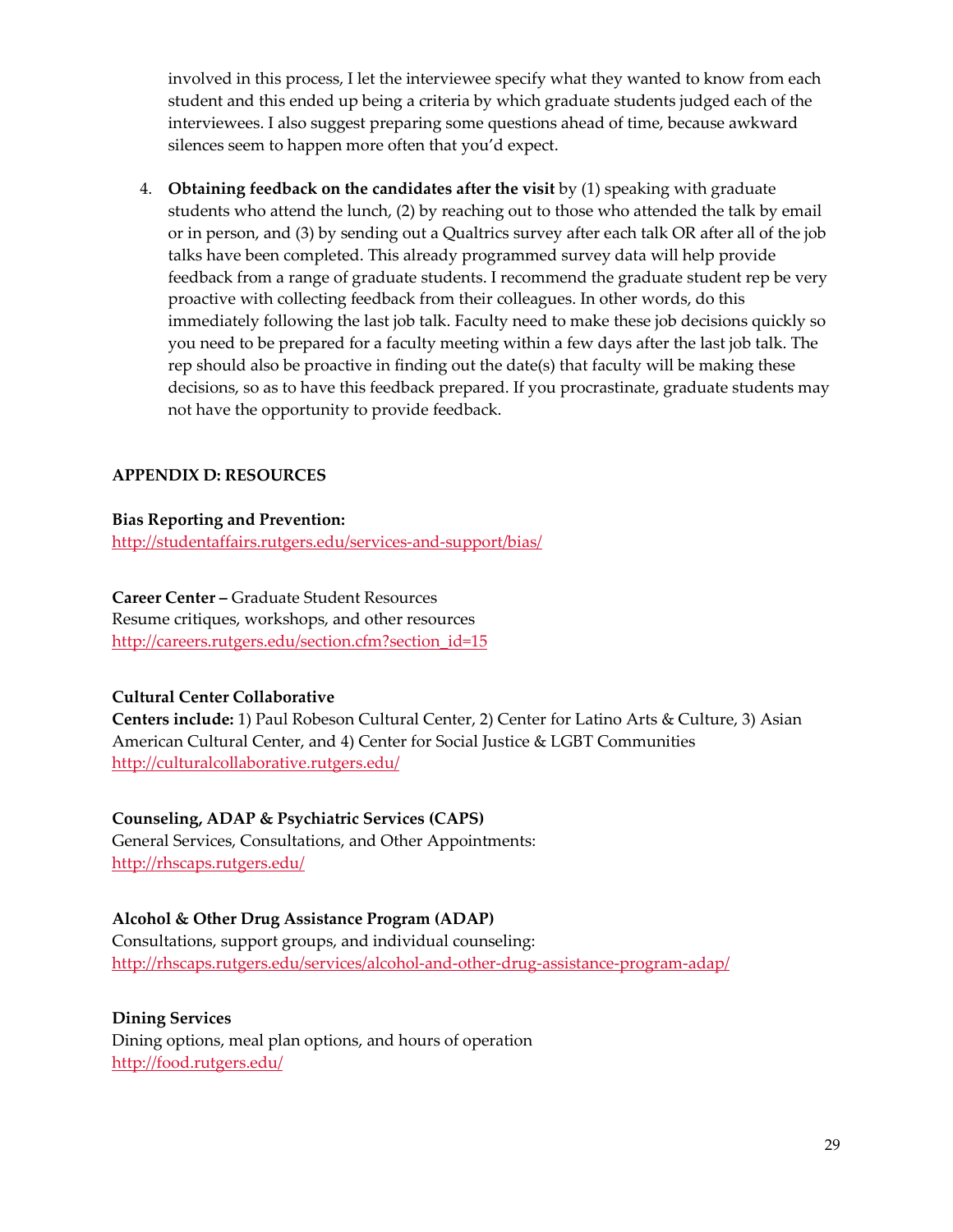involved in this process, I let the interviewee specify what they wanted to know from each student and this ended up being a criteria by which graduate students judged each of the interviewees. I also suggest preparing some questions ahead of time, because awkward silences seem to happen more often that you'd expect.

4. **Obtaining feedback on the candidates after the visit** by (1) speaking with graduate students who attend the lunch, (2) by reaching out to those who attended the talk by email or in person, and (3) by sending out a Qualtrics survey after each talk OR after all of the job talks have been completed. This already programmed survey data will help provide feedback from a range of graduate students. I recommend the graduate student rep be very proactive with collecting feedback from their colleagues. In other words, do this immediately following the last job talk. Faculty need to make these job decisions quickly so you need to be prepared for a faculty meeting within a few days after the last job talk. The rep should also be proactive in finding out the date(s) that faculty will be making these decisions, so as to have this feedback prepared. If you procrastinate, graduate students may not have the opportunity to provide feedback.

## APPENDIX D: RESOURCES

**Bias Reporting and Prevention:**
http://studentaffairs.rutgers.edu/services-and-support/bias/

**Career Center –** Graduate Student Resources
Resume critiques, workshops, and other resources
http://careers.rutgers.edu/section.cfm?section_id=15

**Cultural Center Collaborative**
**Centers include:** 1) Paul Robeson Cultural Center, 2) Center for Latino Arts & Culture, 3) Asian American Cultural Center, and 4) Center for Social Justice & LGBT Communities
http://culturalcollaborative.rutgers.edu/

**Counseling, ADAP & Psychiatric Services (CAPS)**
General Services, Consultations, and Other Appointments:
http://rhscaps.rutgers.edu/

**Alcohol & Other Drug Assistance Program (ADAP)**
Consultations, support groups, and individual counseling:
http://rhscaps.rutgers.edu/services/alcohol-and-other-drug-assistance-program-adap/

**Dining Services**
Dining options, meal plan options, and hours of operation
http://food.rutgers.edu/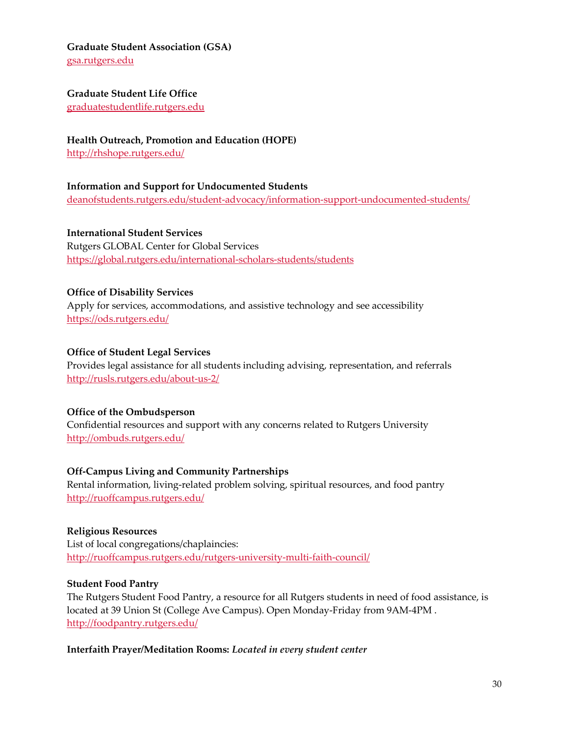**Graduate Student Association (GSA)**
[gsa.rutgers.edu](gsa.rutgers.edu)

**Graduate Student Life Office**
[graduatestudentlife.rutgers.edu](graduatestudentlife.rutgers.edu)

**Health Outreach, Promotion and Education (HOPE)**
[http://rhshope.rutgers.edu/](http://rhshope.rutgers.edu/)

**Information and Support for Undocumented Students**
[deanofstudents.rutgers.edu/student-advocacy/information-support-undocumented-students/](deanofstudents.rutgers.edu/student-advocacy/information-support-undocumented-students/)

**International Student Services**
Rutgers GLOBAL Center for Global Services
[https://global.rutgers.edu/international-scholars-students/students](https://global.rutgers.edu/international-scholars-students/students)

**Office of Disability Services**
Apply for services, accommodations, and assistive technology and see accessibility
[https://ods.rutgers.edu/](https://ods.rutgers.edu/)

**Office of Student Legal Services**
Provides legal assistance for all students including advising, representation, and referrals
[http://rusls.rutgers.edu/about-us-2/](http://rusls.rutgers.edu/about-us-2/)

**Office of the Ombudsperson**
Confidential resources and support with any concerns related to Rutgers University
[http://ombuds.rutgers.edu/](http://ombuds.rutgers.edu/)

**Off-Campus Living and Community Partnerships**
Rental information, living-related problem solving, spiritual resources, and food pantry
[http://ruoffcampus.rutgers.edu/](http://ruoffcampus.rutgers.edu/)

**Religious Resources**
List of local congregations/chaplaincies:
[http://ruoffcampus.rutgers.edu/rutgers-university-multi-faith-council/](http://ruoffcampus.rutgers.edu/rutgers-university-multi-faith-council/)

**Student Food Pantry**
The Rutgers Student Food Pantry, a resource for all Rutgers students in need of food assistance, is located at 39 Union St (College Ave Campus). Open Monday-Friday from 9AM-4PM .
[http://foodpantry.rutgers.edu/](http://foodpantry.rutgers.edu/)

**Interfaith Prayer/Meditation Rooms:** ***Located in every student center***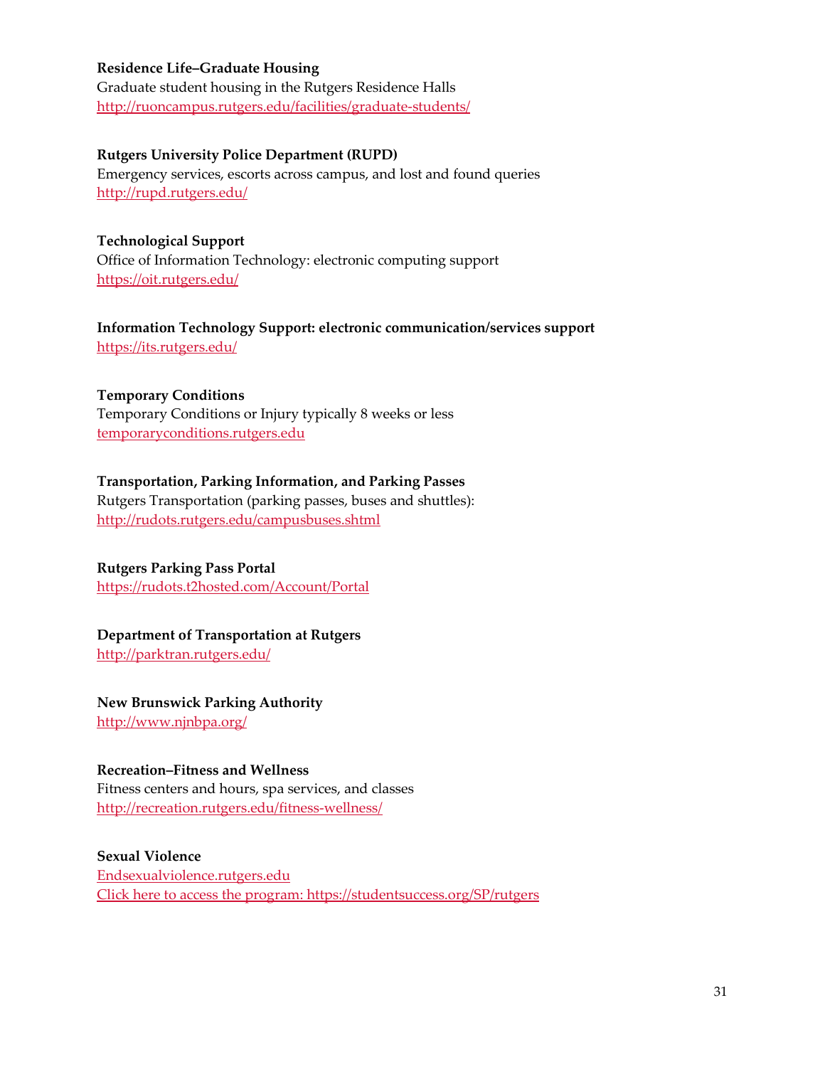**Residence Life–Graduate Housing**
Graduate student housing in the Rutgers Residence Halls
http://ruoncampus.rutgers.edu/facilities/graduate-students/

**Rutgers University Police Department (RUPD)**
Emergency services, escorts across campus, and lost and found queries
http://rupd.rutgers.edu/

**Technological Support**
Office of Information Technology: electronic computing support
https://oit.rutgers.edu/

**Information Technology Support: electronic communication/services support**
https://its.rutgers.edu/

**Temporary Conditions**
Temporary Conditions or Injury typically 8 weeks or less
temporaryconditions.rutgers.edu

**Transportation, Parking Information, and Parking Passes**
Rutgers Transportation (parking passes, buses and shuttles):
http://rudots.rutgers.edu/campusbuses.shtml

**Rutgers Parking Pass Portal**
https://rudots.t2hosted.com/Account/Portal

**Department of Transportation at Rutgers**
http://parktran.rutgers.edu/

**New Brunswick Parking Authority**
http://www.njnbpa.org/

**Recreation–Fitness and Wellness**
Fitness centers and hours, spa services, and classes
http://recreation.rutgers.edu/fitness-wellness/

**Sexual Violence**
Endsexualviolence.rutgers.edu
Click here to access the program: https://studentsuccess.org/SP/rutgers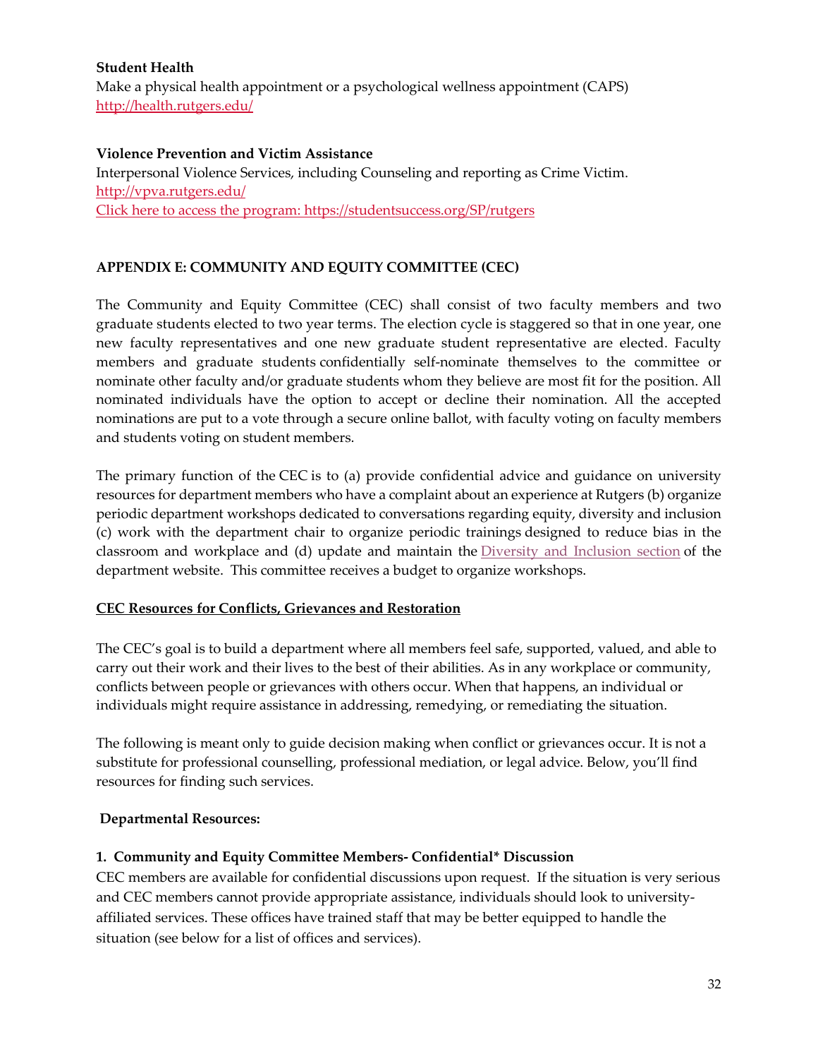**Student Health**
Make a physical health appointment or a psychological wellness appointment (CAPS)
[http://health.rutgers.edu/](http://health.rutgers.edu/)

**Violence Prevention and Victim Assistance**
Interpersonal Violence Services, including Counseling and reporting as Crime Victim.
[http://vpva.rutgers.edu/](http://vpva.rutgers.edu/)
[Click here to access the program: https://studentsuccess.org/SP/rutgers](https://studentsuccess.org/SP/rutgers)

## APPENDIX E: COMMUNITY AND EQUITY COMMITTEE (CEC)

The Community and Equity Committee (CEC) shall consist of two faculty members and two graduate students elected to two year terms. The election cycle is staggered so that in one year, one new faculty representatives and one new graduate student representative are elected. Faculty members and graduate students confidentially self-nominate themselves to the committee or nominate other faculty and/or graduate students whom they believe are most fit for the position. All nominated individuals have the option to accept or decline their nomination. All the accepted nominations are put to a vote through a secure online ballot, with faculty voting on faculty members and students voting on student members.

The primary function of the CEC is to (a) provide confidential advice and guidance on university resources for department members who have a complaint about an experience at Rutgers (b) organize periodic department workshops dedicated to conversations regarding equity, diversity and inclusion (c) work with the department chair to organize periodic trainings designed to reduce bias in the classroom and workplace and (d) update and maintain the Diversity and Inclusion section of the department website. This committee receives a budget to organize workshops.

### CEC Resources for Conflicts, Grievances and Restoration

The CEC's goal is to build a department where all members feel safe, supported, valued, and able to carry out their work and their lives to the best of their abilities. As in any workplace or community, conflicts between people or grievances with others occur. When that happens, an individual or individuals might require assistance in addressing, remedying, or remediating the situation.

The following is meant only to guide decision making when conflict or grievances occur. It is not a substitute for professional counselling, professional mediation, or legal advice. Below, you'll find resources for finding such services.

**Departmental Resources:**

**1. Community and Equity Committee Members- Confidential* Discussion**
CEC members are available for confidential discussions upon request. If the situation is very serious and CEC members cannot provide appropriate assistance, individuals should look to university-affiliated services. These offices have trained staff that may be better equipped to handle the situation (see below for a list of offices and services).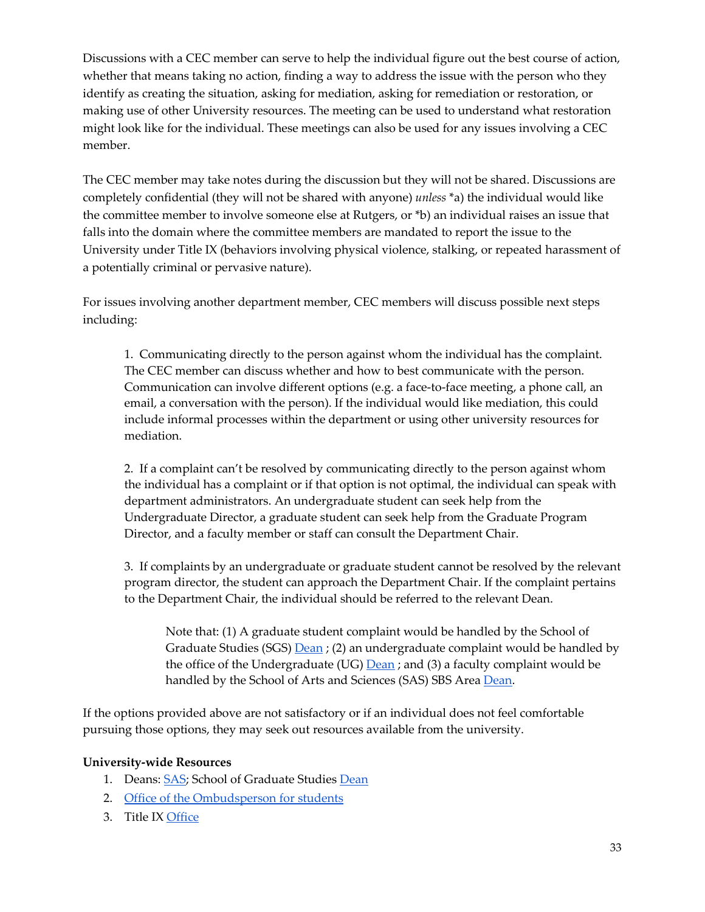Discussions with a CEC member can serve to help the individual figure out the best course of action, whether that means taking no action, finding a way to address the issue with the person who they identify as creating the situation, asking for mediation, asking for remediation or restoration, or making use of other University resources. The meeting can be used to understand what restoration might look like for the individual. These meetings can also be used for any issues involving a CEC member.

The CEC member may take notes during the discussion but they will not be shared. Discussions are completely confidential (they will not be shared with anyone) *unless* *a) the individual would like the committee member to involve someone else at Rutgers, or *b) an individual raises an issue that falls into the domain where the committee members are mandated to report the issue to the University under Title IX (behaviors involving physical violence, stalking, or repeated harassment of a potentially criminal or pervasive nature).

For issues involving another department member, CEC members will discuss possible next steps including:

> 1. Communicating directly to the person against whom the individual has the complaint. The CEC member can discuss whether and how to best communicate with the person. Communication can involve different options (e.g. a face-to-face meeting, a phone call, an email, a conversation with the person). If the individual would like mediation, this could include informal processes within the department or using other university resources for mediation.
>
> 2. If a complaint can't be resolved by communicating directly to the person against whom the individual has a complaint or if that option is not optimal, the individual can speak with department administrators. An undergraduate student can seek help from the Undergraduate Director, a graduate student can seek help from the Graduate Program Director, and a faculty member or staff can consult the Department Chair.
>
> 3. If complaints by an undergraduate or graduate student cannot be resolved by the relevant program director, the student can approach the Department Chair. If the complaint pertains to the Department Chair, the individual should be referred to the relevant Dean.
>
> > Note that: (1) A graduate student complaint would be handled by the School of Graduate Studies (SGS) Dean ; (2) an undergraduate complaint would be handled by the office of the Undergraduate (UG) Dean ; and (3) a faculty complaint would be handled by the School of Arts and Sciences (SAS) SBS Area Dean.

If the options provided above are not satisfactory or if an individual does not feel comfortable pursuing those options, they may seek out resources available from the university.

**University-wide Resources**

1. Deans: SAS; School of Graduate Studies Dean
2. Office of the Ombudsperson for students
3. Title IX Office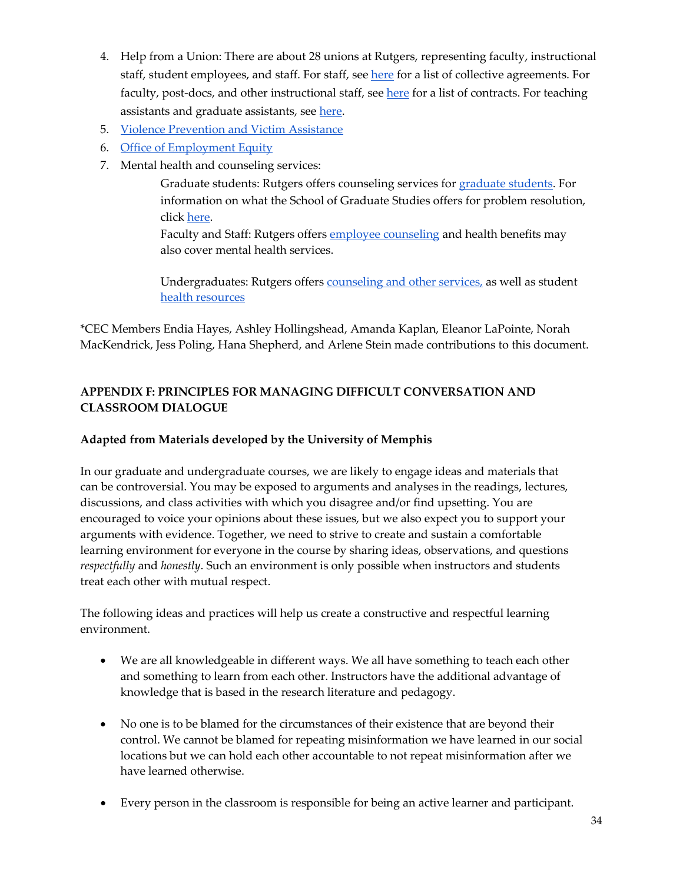4. Help from a Union: There are about 28 unions at Rutgers, representing faculty, instructional staff, student employees, and staff. For staff, see here for a list of collective agreements. For faculty, post-docs, and other instructional staff, see here for a list of contracts. For teaching assistants and graduate assistants, see here.
5. Violence Prevention and Victim Assistance
6. Office of Employment Equity
7. Mental health and counseling services:

   Graduate students: Rutgers offers counseling services for graduate students. For information on what the School of Graduate Studies offers for problem resolution, click here.

   Faculty and Staff: Rutgers offers employee counseling and health benefits may also cover mental health services.

   Undergraduates: Rutgers offers counseling and other services, as well as student health resources

*CEC Members Endia Hayes, Ashley Hollingshead, Amanda Kaplan, Eleanor LaPointe, Norah MacKendrick, Jess Poling, Hana Shepherd, and Arlene Stein made contributions to this document.

## APPENDIX F: PRINCIPLES FOR MANAGING DIFFICULT CONVERSATION AND CLASSROOM DIALOGUE

### Adapted from Materials developed by the University of Memphis

In our graduate and undergraduate courses, we are likely to engage ideas and materials that can be controversial. You may be exposed to arguments and analyses in the readings, lectures, discussions, and class activities with which you disagree and/or find upsetting. You are encouraged to voice your opinions about these issues, but we also expect you to support your arguments with evidence. Together, we need to strive to create and sustain a comfortable learning environment for everyone in the course by sharing ideas, observations, and questions *respectfully* and *honestly*. Such an environment is only possible when instructors and students treat each other with mutual respect.

The following ideas and practices will help us create a constructive and respectful learning environment.

- We are all knowledgeable in different ways. We all have something to teach each other and something to learn from each other. Instructors have the additional advantage of knowledge that is based in the research literature and pedagogy.

- No one is to be blamed for the circumstances of their existence that are beyond their control. We cannot be blamed for repeating misinformation we have learned in our social locations but we can hold each other accountable to not repeat misinformation after we have learned otherwise.

- Every person in the classroom is responsible for being an active learner and participant.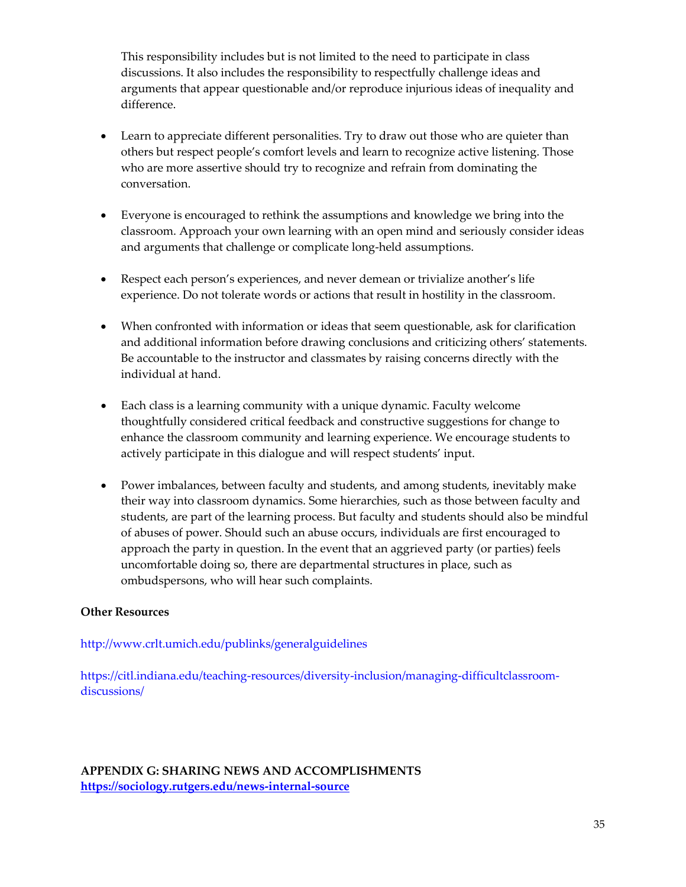This responsibility includes but is not limited to the need to participate in class discussions. It also includes the responsibility to respectfully challenge ideas and arguments that appear questionable and/or reproduce injurious ideas of inequality and difference.

- Learn to appreciate different personalities. Try to draw out those who are quieter than others but respect people's comfort levels and learn to recognize active listening. Those who are more assertive should try to recognize and refrain from dominating the conversation.

- Everyone is encouraged to rethink the assumptions and knowledge we bring into the classroom. Approach your own learning with an open mind and seriously consider ideas and arguments that challenge or complicate long-held assumptions.

- Respect each person's experiences, and never demean or trivialize another's life experience. Do not tolerate words or actions that result in hostility in the classroom.

- When confronted with information or ideas that seem questionable, ask for clarification and additional information before drawing conclusions and criticizing others' statements. Be accountable to the instructor and classmates by raising concerns directly with the individual at hand.

- Each class is a learning community with a unique dynamic. Faculty welcome thoughtfully considered critical feedback and constructive suggestions for change to enhance the classroom community and learning experience. We encourage students to actively participate in this dialogue and will respect students' input.

- Power imbalances, between faculty and students, and among students, inevitably make their way into classroom dynamics. Some hierarchies, such as those between faculty and students, are part of the learning process. But faculty and students should also be mindful of abuses of power. Should such an abuse occur, individuals are first encouraged to approach the party in question. In the event that an aggrieved party (or parties) feels uncomfortable doing so, there are departmental structures in place, such as ombudspersons, who will hear such complaints.

**Other Resources**

http://www.crlt.umich.edu/publinks/generalguidelines

https://citl.indiana.edu/teaching-resources/diversity-inclusion/managing-difficultclassroom-discussions/

**APPENDIX G: SHARING NEWS AND ACCOMPLISHMENTS**
**https://sociology.rutgers.edu/news-internal-source**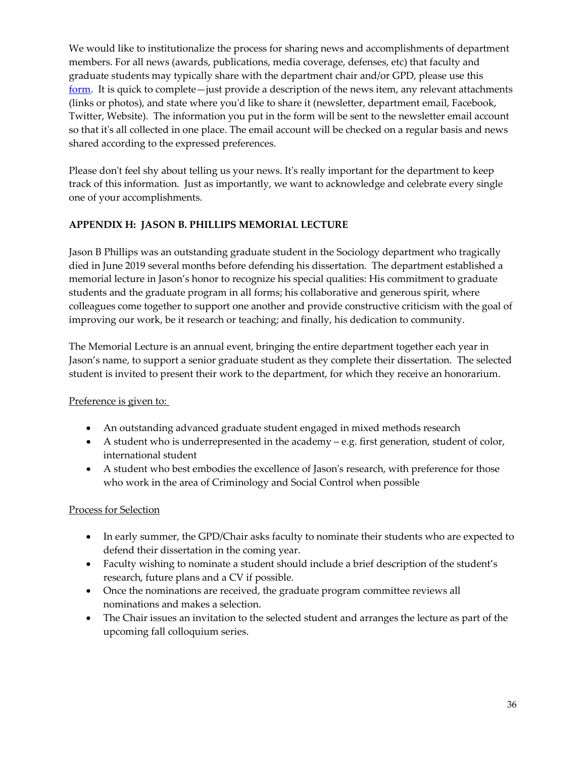We would like to institutionalize the process for sharing news and accomplishments of department members. For all news (awards, publications, media coverage, defenses, etc) that faculty and graduate students may typically share with the department chair and/or GPD, please use this form. It is quick to complete—just provide a description of the news item, any relevant attachments (links or photos), and state where you'd like to share it (newsletter, department email, Facebook, Twitter, Website). The information you put in the form will be sent to the newsletter email account so that it's all collected in one place. The email account will be checked on a regular basis and news shared according to the expressed preferences.

Please don't feel shy about telling us your news. It's really important for the department to keep track of this information. Just as importantly, we want to acknowledge and celebrate every single one of your accomplishments.

## APPENDIX H: JASON B. PHILLIPS MEMORIAL LECTURE

Jason B Phillips was an outstanding graduate student in the Sociology department who tragically died in June 2019 several months before defending his dissertation. The department established a memorial lecture in Jason's honor to recognize his special qualities: His commitment to graduate students and the graduate program in all forms; his collaborative and generous spirit, where colleagues come together to support one another and provide constructive criticism with the goal of improving our work, be it research or teaching; and finally, his dedication to community.

The Memorial Lecture is an annual event, bringing the entire department together each year in Jason's name, to support a senior graduate student as they complete their dissertation. The selected student is invited to present their work to the department, for which they receive an honorarium.

Preference is given to:

- An outstanding advanced graduate student engaged in mixed methods research
- A student who is underrepresented in the academy – e.g. first generation, student of color, international student
- A student who best embodies the excellence of Jason's research, with preference for those who work in the area of Criminology and Social Control when possible

Process for Selection

- In early summer, the GPD/Chair asks faculty to nominate their students who are expected to defend their dissertation in the coming year.
- Faculty wishing to nominate a student should include a brief description of the student's research, future plans and a CV if possible.
- Once the nominations are received, the graduate program committee reviews all nominations and makes a selection.
- The Chair issues an invitation to the selected student and arranges the lecture as part of the upcoming fall colloquium series.